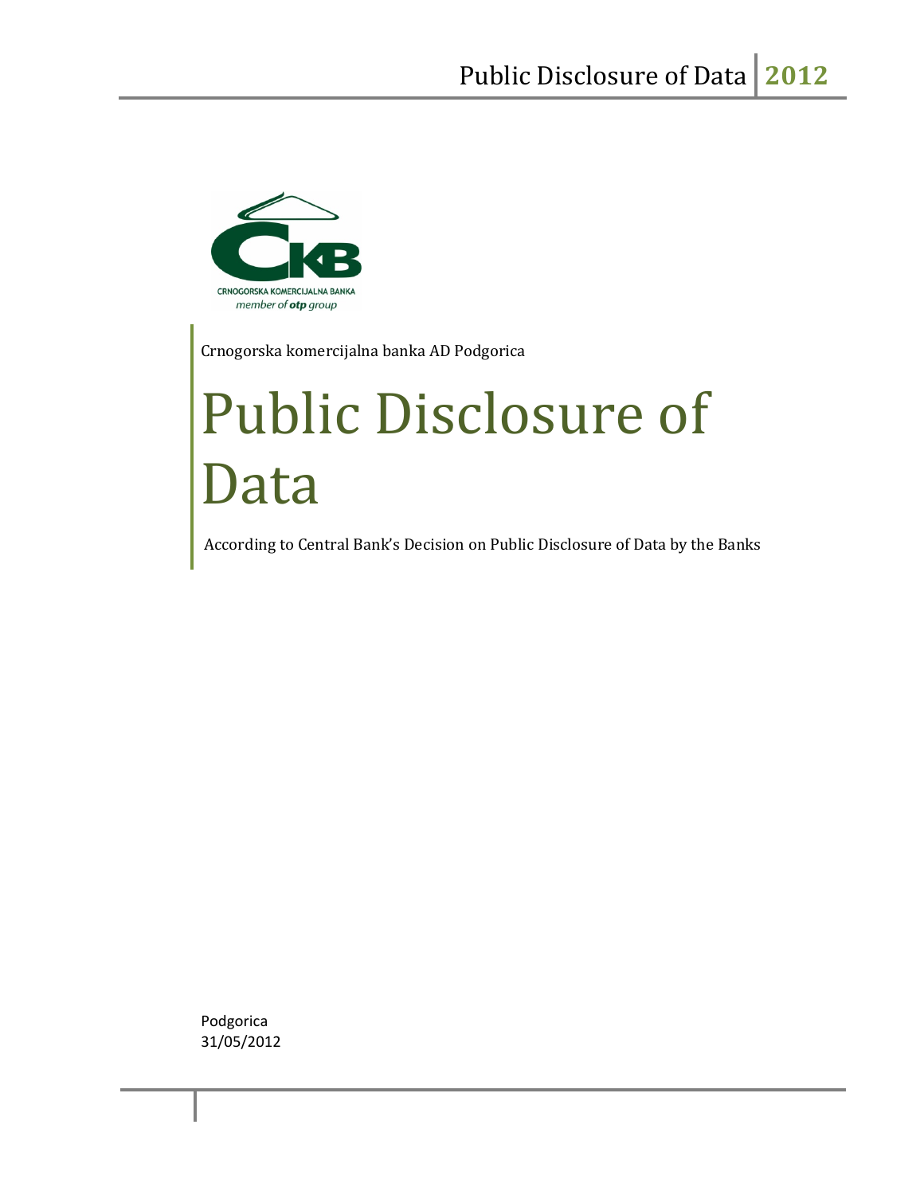CRNOGORSKA KOMERCIJALNA BANKA
*member of otp group*

Crnogorska komercijalna banka AD Podgorica

# Public Disclosure of Data

According to Central Bank's Decision on Public Disclosure of Data by the Banks

Podgorica
31/05/2012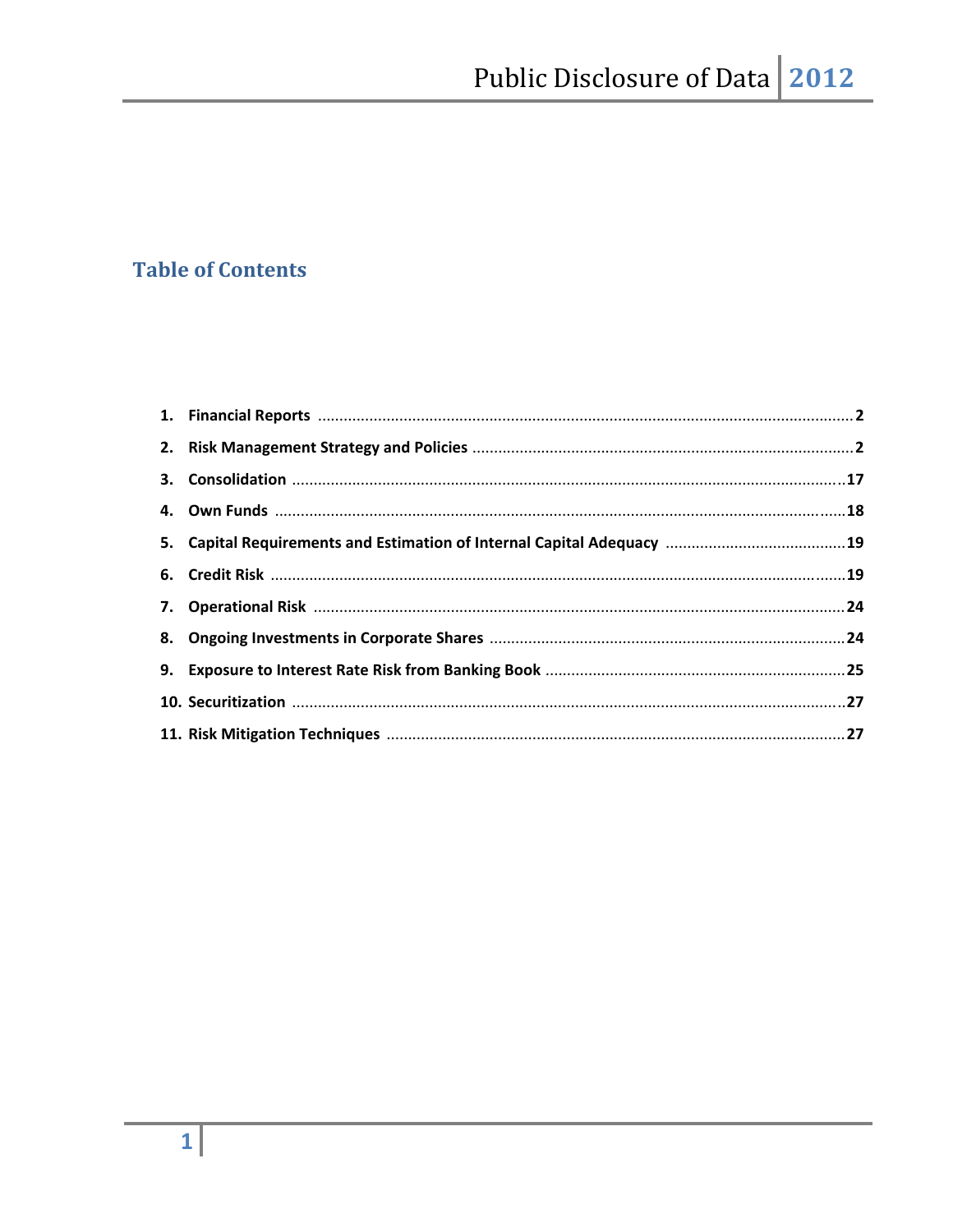## Table of Contents

1. **Financial Reports** .................................................. 2
2. **Risk Management Strategy and Policies** .................................................. 2
3. **Consolidation** .................................................. 17
4. **Own Funds** .................................................. 18
5. **Capital Requirements and Estimation of Internal Capital Adequacy** .................................................. 19
6. **Credit Risk** .................................................. 19
7. **Operational Risk** .................................................. 24
8. **Ongoing Investments in Corporate Shares** .................................................. 24
9. **Exposure to Interest Rate Risk from Banking Book** .................................................. 25
10. **Securitization** .................................................. 27
11. **Risk Mitigation Techniques** .................................................. 27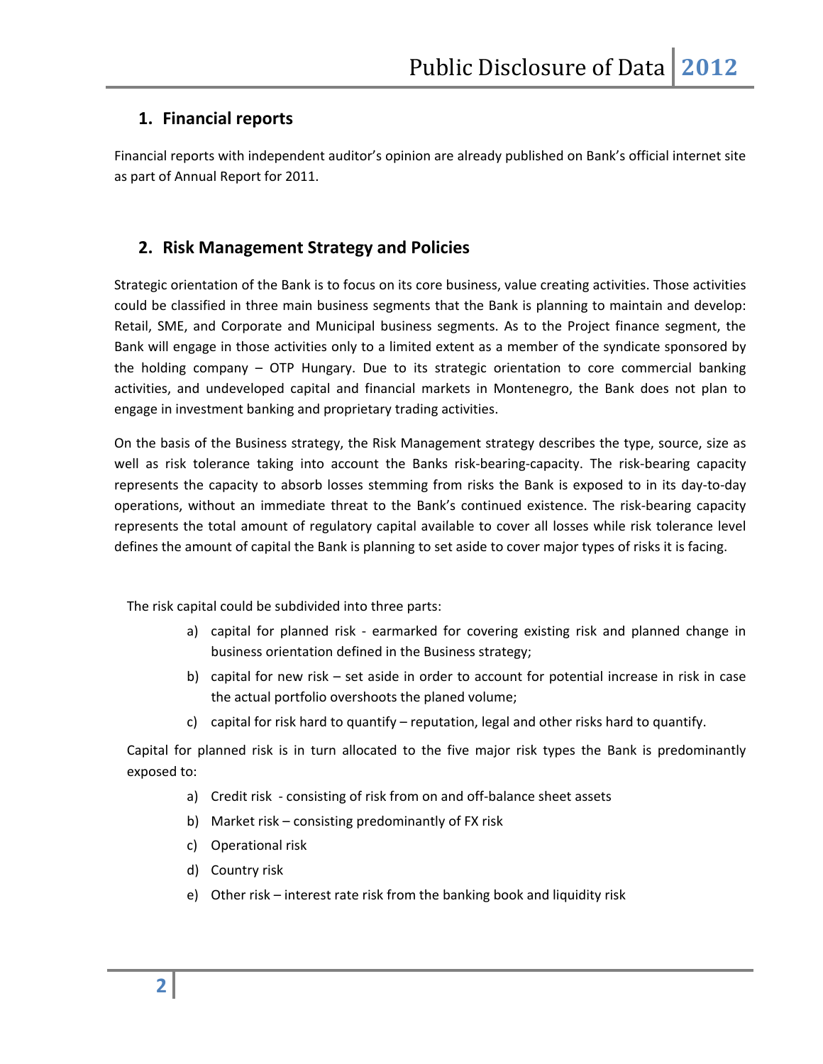## 1. Financial reports

Financial reports with independent auditor's opinion are already published on Bank's official internet site as part of Annual Report for 2011.

## 2. Risk Management Strategy and Policies

Strategic orientation of the Bank is to focus on its core business, value creating activities. Those activities could be classified in three main business segments that the Bank is planning to maintain and develop: Retail, SME, and Corporate and Municipal business segments. As to the Project finance segment, the Bank will engage in those activities only to a limited extent as a member of the syndicate sponsored by the holding company – OTP Hungary. Due to its strategic orientation to core commercial banking activities, and undeveloped capital and financial markets in Montenegro, the Bank does not plan to engage in investment banking and proprietary trading activities.

On the basis of the Business strategy, the Risk Management strategy describes the type, source, size as well as risk tolerance taking into account the Banks risk-bearing-capacity. The risk-bearing capacity represents the capacity to absorb losses stemming from risks the Bank is exposed to in its day-to-day operations, without an immediate threat to the Bank's continued existence. The risk-bearing capacity represents the total amount of regulatory capital available to cover all losses while risk tolerance level defines the amount of capital the Bank is planning to set aside to cover major types of risks it is facing.

The risk capital could be subdivided into three parts:

a) capital for planned risk - earmarked for covering existing risk and planned change in business orientation defined in the Business strategy;

b) capital for new risk – set aside in order to account for potential increase in risk in case the actual portfolio overshoots the planed volume;

c) capital for risk hard to quantify – reputation, legal and other risks hard to quantify.

Capital for planned risk is in turn allocated to the five major risk types the Bank is predominantly exposed to:

a) Credit risk - consisting of risk from on and off-balance sheet assets

b) Market risk – consisting predominantly of FX risk

c) Operational risk

d) Country risk

e) Other risk – interest rate risk from the banking book and liquidity risk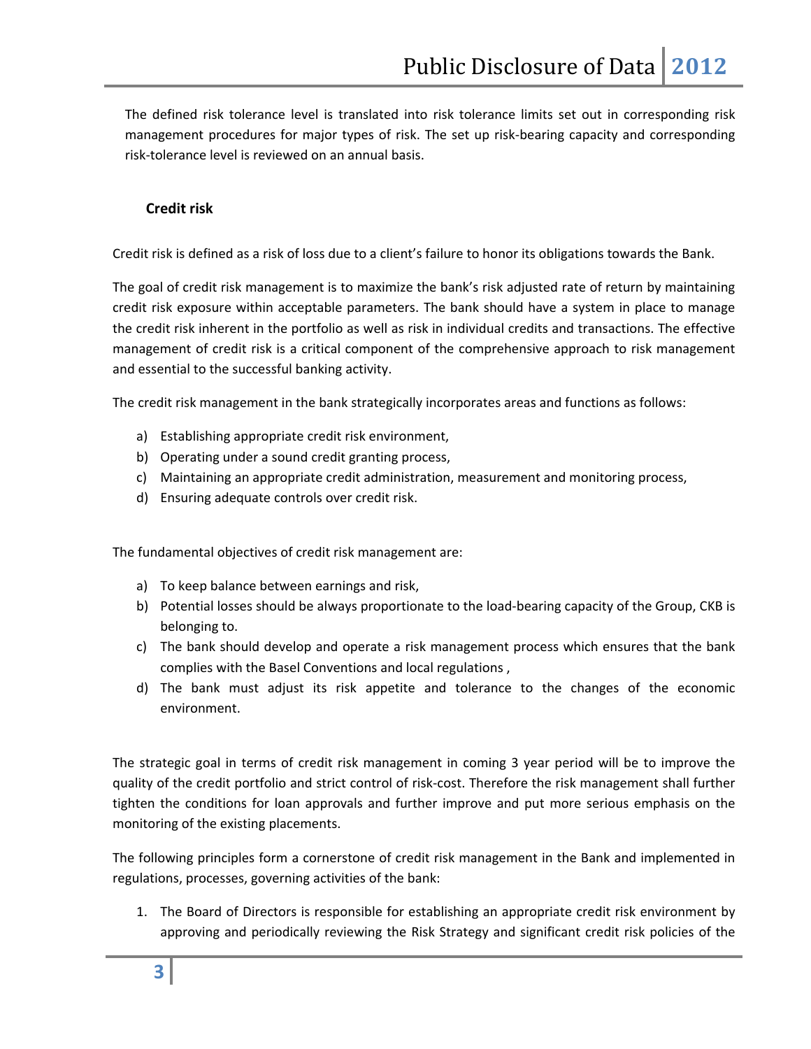The defined risk tolerance level is translated into risk tolerance limits set out in corresponding risk management procedures for major types of risk. The set up risk-bearing capacity and corresponding risk-tolerance level is reviewed on an annual basis.

### Credit risk

Credit risk is defined as a risk of loss due to a client's failure to honor its obligations towards the Bank.

The goal of credit risk management is to maximize the bank's risk adjusted rate of return by maintaining credit risk exposure within acceptable parameters. The bank should have a system in place to manage the credit risk inherent in the portfolio as well as risk in individual credits and transactions. The effective management of credit risk is a critical component of the comprehensive approach to risk management and essential to the successful banking activity.

The credit risk management in the bank strategically incorporates areas and functions as follows:

a) Establishing appropriate credit risk environment,
b) Operating under a sound credit granting process,
c) Maintaining an appropriate credit administration, measurement and monitoring process,
d) Ensuring adequate controls over credit risk.

The fundamental objectives of credit risk management are:

a) To keep balance between earnings and risk,
b) Potential losses should be always proportionate to the load-bearing capacity of the Group, CKB is belonging to.
c) The bank should develop and operate a risk management process which ensures that the bank complies with the Basel Conventions and local regulations ,
d) The bank must adjust its risk appetite and tolerance to the changes of the economic environment.

The strategic goal in terms of credit risk management in coming 3 year period will be to improve the quality of the credit portfolio and strict control of risk-cost. Therefore the risk management shall further tighten the conditions for loan approvals and further improve and put more serious emphasis on the monitoring of the existing placements.

The following principles form a cornerstone of credit risk management in the Bank and implemented in regulations, processes, governing activities of the bank:

1. The Board of Directors is responsible for establishing an appropriate credit risk environment by approving and periodically reviewing the Risk Strategy and significant credit risk policies of the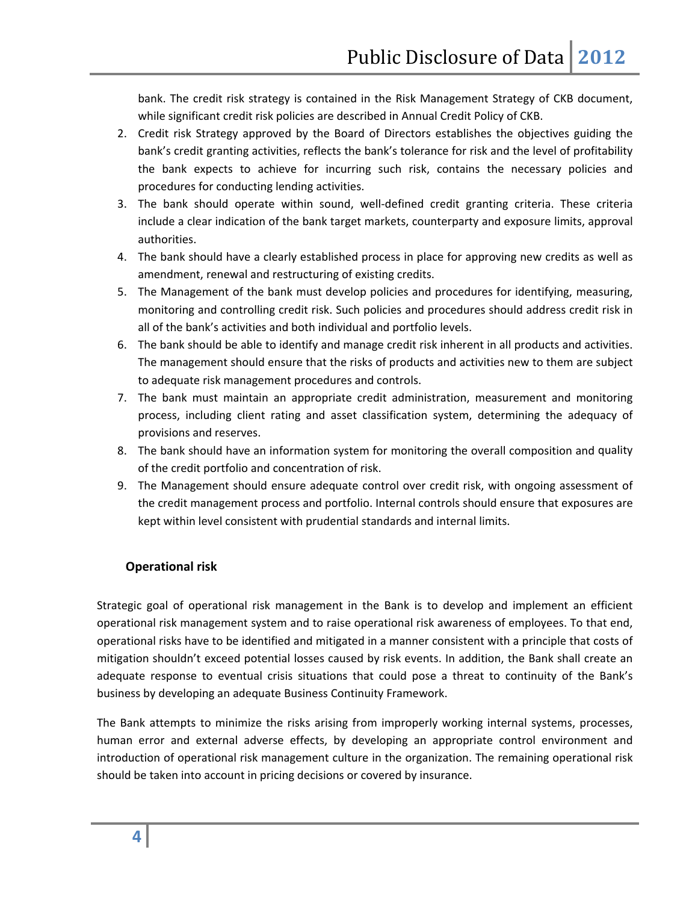bank. The credit risk strategy is contained in the Risk Management Strategy of CKB document, while significant credit risk policies are described in Annual Credit Policy of CKB.

2. Credit risk Strategy approved by the Board of Directors establishes the objectives guiding the bank's credit granting activities, reflects the bank's tolerance for risk and the level of profitability the bank expects to achieve for incurring such risk, contains the necessary policies and procedures for conducting lending activities.
3. The bank should operate within sound, well-defined credit granting criteria. These criteria include a clear indication of the bank target markets, counterparty and exposure limits, approval authorities.
4. The bank should have a clearly established process in place for approving new credits as well as amendment, renewal and restructuring of existing credits.
5. The Management of the bank must develop policies and procedures for identifying, measuring, monitoring and controlling credit risk. Such policies and procedures should address credit risk in all of the bank's activities and both individual and portfolio levels.
6. The bank should be able to identify and manage credit risk inherent in all products and activities. The management should ensure that the risks of products and activities new to them are subject to adequate risk management procedures and controls.
7. The bank must maintain an appropriate credit administration, measurement and monitoring process, including client rating and asset classification system, determining the adequacy of provisions and reserves.
8. The bank should have an information system for monitoring the overall composition and quality of the credit portfolio and concentration of risk.
9. The Management should ensure adequate control over credit risk, with ongoing assessment of the credit management process and portfolio. Internal controls should ensure that exposures are kept within level consistent with prudential standards and internal limits.

### Operational risk

Strategic goal of operational risk management in the Bank is to develop and implement an efficient operational risk management system and to raise operational risk awareness of employees. To that end, operational risks have to be identified and mitigated in a manner consistent with a principle that costs of mitigation shouldn't exceed potential losses caused by risk events. In addition, the Bank shall create an adequate response to eventual crisis situations that could pose a threat to continuity of the Bank's business by developing an adequate Business Continuity Framework.

The Bank attempts to minimize the risks arising from improperly working internal systems, processes, human error and external adverse effects, by developing an appropriate control environment and introduction of operational risk management culture in the organization. The remaining operational risk should be taken into account in pricing decisions or covered by insurance.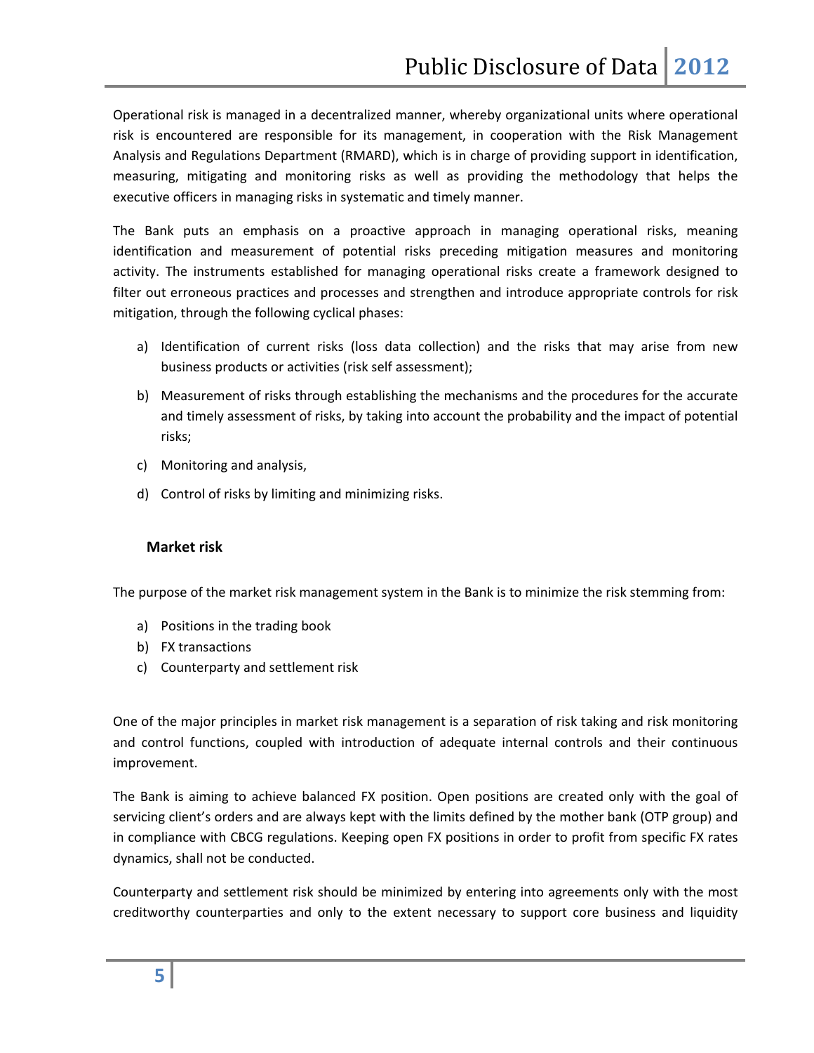Operational risk is managed in a decentralized manner, whereby organizational units where operational risk is encountered are responsible for its management, in cooperation with the Risk Management Analysis and Regulations Department (RMARD), which is in charge of providing support in identification, measuring, mitigating and monitoring risks as well as providing the methodology that helps the executive officers in managing risks in systematic and timely manner.

The Bank puts an emphasis on a proactive approach in managing operational risks, meaning identification and measurement of potential risks preceding mitigation measures and monitoring activity. The instruments established for managing operational risks create a framework designed to filter out erroneous practices and processes and strengthen and introduce appropriate controls for risk mitigation, through the following cyclical phases:

a) Identification of current risks (loss data collection) and the risks that may arise from new business products or activities (risk self assessment);

b) Measurement of risks through establishing the mechanisms and the procedures for the accurate and timely assessment of risks, by taking into account the probability and the impact of potential risks;

c) Monitoring and analysis,

d) Control of risks by limiting and minimizing risks.

### Market risk

The purpose of the market risk management system in the Bank is to minimize the risk stemming from:

a) Positions in the trading book
b) FX transactions
c) Counterparty and settlement risk

One of the major principles in market risk management is a separation of risk taking and risk monitoring and control functions, coupled with introduction of adequate internal controls and their continuous improvement.

The Bank is aiming to achieve balanced FX position. Open positions are created only with the goal of servicing client's orders and are always kept with the limits defined by the mother bank (OTP group) and in compliance with CBCG regulations. Keeping open FX positions in order to profit from specific FX rates dynamics, shall not be conducted.

Counterparty and settlement risk should be minimized by entering into agreements only with the most creditworthy counterparties and only to the extent necessary to support core business and liquidity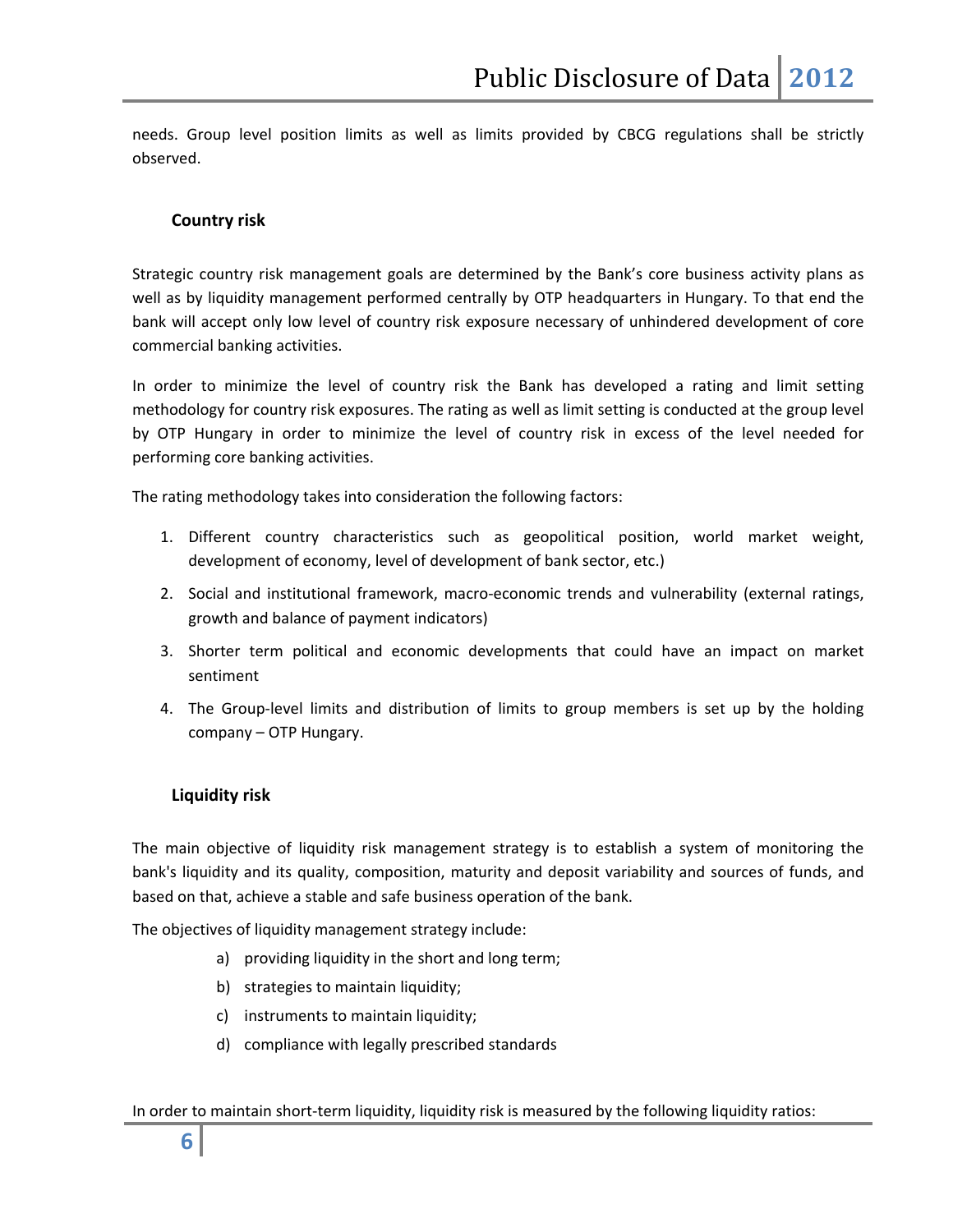needs. Group level position limits as well as limits provided by CBCG regulations shall be strictly observed.

### Country risk

Strategic country risk management goals are determined by the Bank's core business activity plans as well as by liquidity management performed centrally by OTP headquarters in Hungary. To that end the bank will accept only low level of country risk exposure necessary of unhindered development of core commercial banking activities.

In order to minimize the level of country risk the Bank has developed a rating and limit setting methodology for country risk exposures. The rating as well as limit setting is conducted at the group level by OTP Hungary in order to minimize the level of country risk in excess of the level needed for performing core banking activities.

The rating methodology takes into consideration the following factors:

1. Different country characteristics such as geopolitical position, world market weight, development of economy, level of development of bank sector, etc.)
2. Social and institutional framework, macro-economic trends and vulnerability (external ratings, growth and balance of payment indicators)
3. Shorter term political and economic developments that could have an impact on market sentiment
4. The Group-level limits and distribution of limits to group members is set up by the holding company – OTP Hungary.

### Liquidity risk

The main objective of liquidity risk management strategy is to establish a system of monitoring the bank's liquidity and its quality, composition, maturity and deposit variability and sources of funds, and based on that, achieve a stable and safe business operation of the bank.

The objectives of liquidity management strategy include:

a) providing liquidity in the short and long term;
b) strategies to maintain liquidity;
c) instruments to maintain liquidity;
d) compliance with legally prescribed standards

In order to maintain short-term liquidity, liquidity risk is measured by the following liquidity ratios: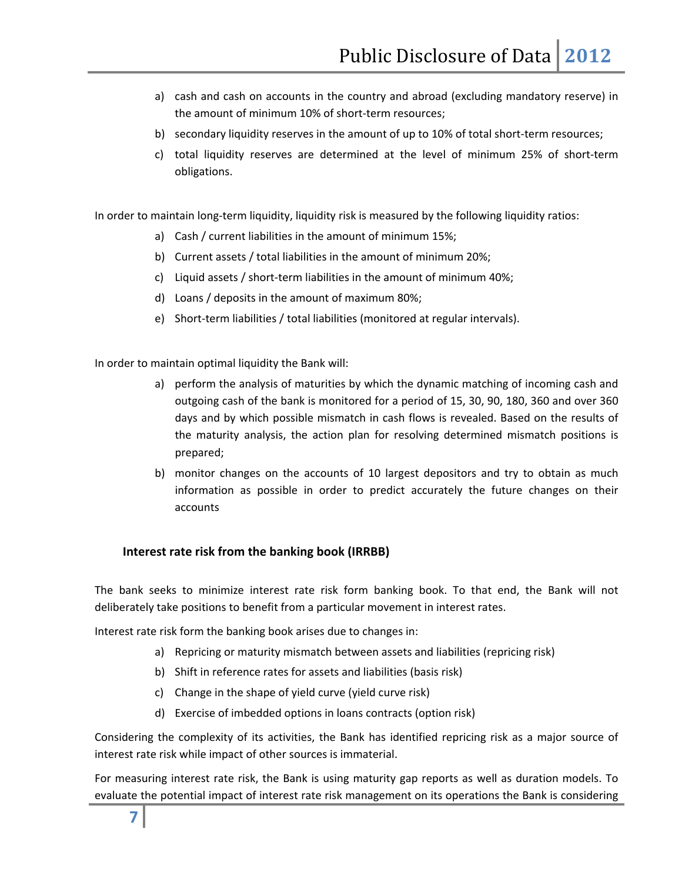a) cash and cash on accounts in the country and abroad (excluding mandatory reserve) in the amount of minimum 10% of short-term resources;
b) secondary liquidity reserves in the amount of up to 10% of total short-term resources;
c) total liquidity reserves are determined at the level of minimum 25% of short-term obligations.

In order to maintain long-term liquidity, liquidity risk is measured by the following liquidity ratios:

a) Cash / current liabilities in the amount of minimum 15%;
b) Current assets / total liabilities in the amount of minimum 20%;
c) Liquid assets / short-term liabilities in the amount of minimum 40%;
d) Loans / deposits in the amount of maximum 80%;
e) Short-term liabilities / total liabilities (monitored at regular intervals).

In order to maintain optimal liquidity the Bank will:

a) perform the analysis of maturities by which the dynamic matching of incoming cash and outgoing cash of the bank is monitored for a period of 15, 30, 90, 180, 360 and over 360 days and by which possible mismatch in cash flows is revealed. Based on the results of the maturity analysis, the action plan for resolving determined mismatch positions is prepared;
b) monitor changes on the accounts of 10 largest depositors and try to obtain as much information as possible in order to predict accurately the future changes on their accounts

### Interest rate risk from the banking book (IRRBB)

The bank seeks to minimize interest rate risk form banking book. To that end, the Bank will not deliberately take positions to benefit from a particular movement in interest rates.

Interest rate risk form the banking book arises due to changes in:

a) Repricing or maturity mismatch between assets and liabilities (repricing risk)
b) Shift in reference rates for assets and liabilities (basis risk)
c) Change in the shape of yield curve (yield curve risk)
d) Exercise of imbedded options in loans contracts (option risk)

Considering the complexity of its activities, the Bank has identified repricing risk as a major source of interest rate risk while impact of other sources is immaterial.

For measuring interest rate risk, the Bank is using maturity gap reports as well as duration models. To evaluate the potential impact of interest rate risk management on its operations the Bank is considering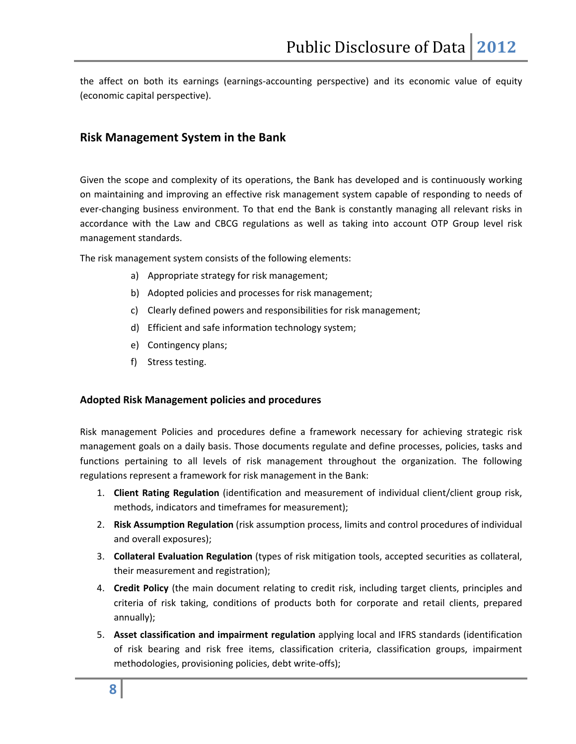the affect on both its earnings (earnings-accounting perspective) and its economic value of equity (economic capital perspective).

## Risk Management System in the Bank

Given the scope and complexity of its operations, the Bank has developed and is continuously working on maintaining and improving an effective risk management system capable of responding to needs of ever-changing business environment. To that end the Bank is constantly managing all relevant risks in accordance with the Law and CBCG regulations as well as taking into account OTP Group level risk management standards.

The risk management system consists of the following elements:

a) Appropriate strategy for risk management;
b) Adopted policies and processes for risk management;
c) Clearly defined powers and responsibilities for risk management;
d) Efficient and safe information technology system;
e) Contingency plans;
f) Stress testing.

### Adopted Risk Management policies and procedures

Risk management Policies and procedures define a framework necessary for achieving strategic risk management goals on a daily basis. Those documents regulate and define processes, policies, tasks and functions pertaining to all levels of risk management throughout the organization. The following regulations represent a framework for risk management in the Bank:

1. **Client Rating Regulation** (identification and measurement of individual client/client group risk, methods, indicators and timeframes for measurement);
2. **Risk Assumption Regulation** (risk assumption process, limits and control procedures of individual and overall exposures);
3. **Collateral Evaluation Regulation** (types of risk mitigation tools, accepted securities as collateral, their measurement and registration);
4. **Credit Policy** (the main document relating to credit risk, including target clients, principles and criteria of risk taking, conditions of products both for corporate and retail clients, prepared annually);
5. **Asset classification and impairment regulation** applying local and IFRS standards (identification of risk bearing and risk free items, classification criteria, classification groups, impairment methodologies, provisioning policies, debt write-offs);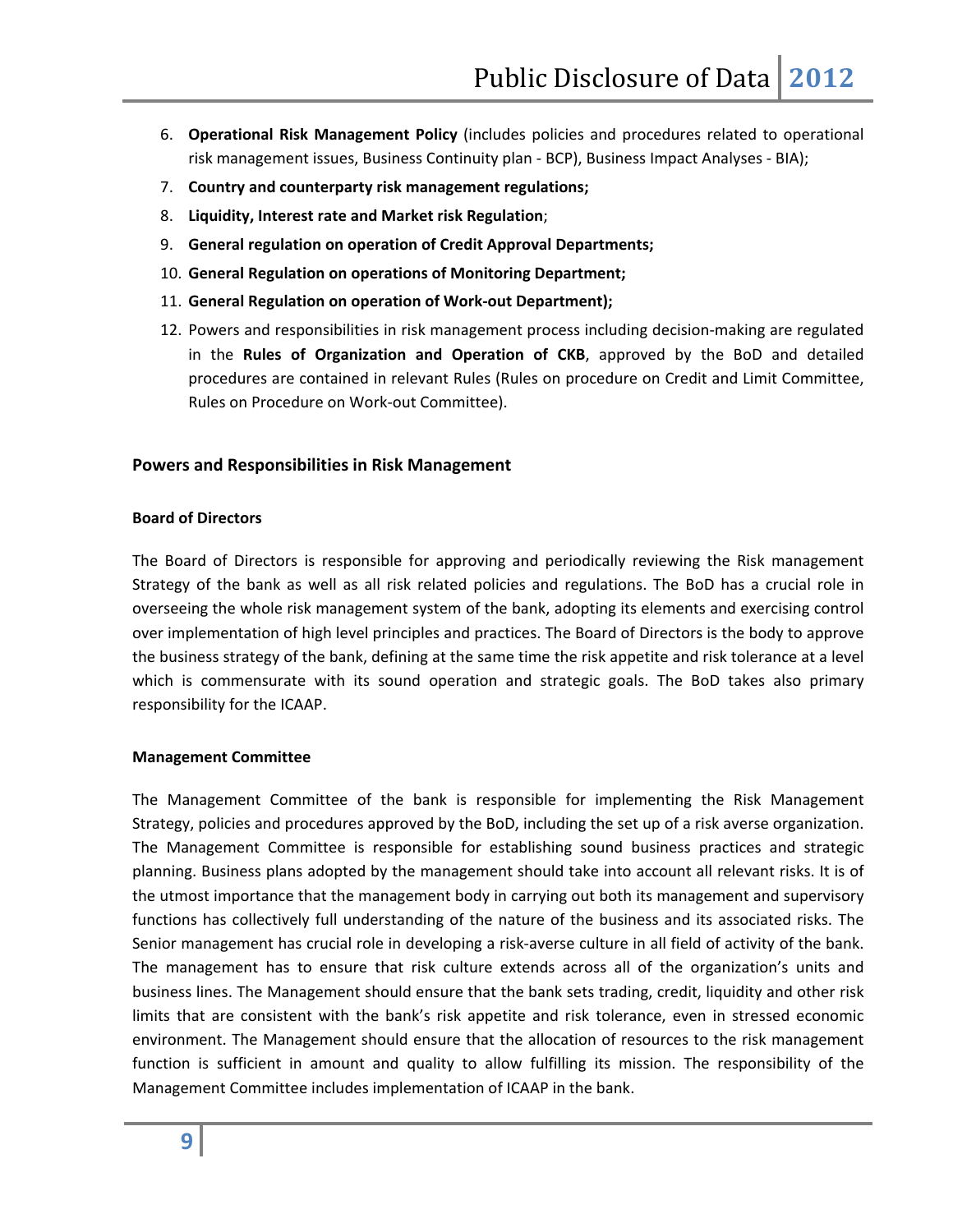6. **Operational Risk Management Policy** (includes policies and procedures related to operational risk management issues, Business Continuity plan - BCP), Business Impact Analyses - BIA);
7. **Country and counterparty risk management regulations;**
8. **Liquidity, Interest rate and Market risk Regulation**;
9. **General regulation on operation of Credit Approval Departments;**
10. **General Regulation on operations of Monitoring Department;**
11. **General Regulation on operation of Work-out Department);**
12. Powers and responsibilities in risk management process including decision-making are regulated in the **Rules of Organization and Operation of CKB**, approved by the BoD and detailed procedures are contained in relevant Rules (Rules on procedure on Credit and Limit Committee, Rules on Procedure on Work-out Committee).

## Powers and Responsibilities in Risk Management

### Board of Directors

The Board of Directors is responsible for approving and periodically reviewing the Risk management Strategy of the bank as well as all risk related policies and regulations. The BoD has a crucial role in overseeing the whole risk management system of the bank, adopting its elements and exercising control over implementation of high level principles and practices. The Board of Directors is the body to approve the business strategy of the bank, defining at the same time the risk appetite and risk tolerance at a level which is commensurate with its sound operation and strategic goals. The BoD takes also primary responsibility for the ICAAP.

### Management Committee

The Management Committee of the bank is responsible for implementing the Risk Management Strategy, policies and procedures approved by the BoD, including the set up of a risk averse organization. The Management Committee is responsible for establishing sound business practices and strategic planning. Business plans adopted by the management should take into account all relevant risks. It is of the utmost importance that the management body in carrying out both its management and supervisory functions has collectively full understanding of the nature of the business and its associated risks. The Senior management has crucial role in developing a risk-averse culture in all field of activity of the bank. The management has to ensure that risk culture extends across all of the organization's units and business lines. The Management should ensure that the bank sets trading, credit, liquidity and other risk limits that are consistent with the bank's risk appetite and risk tolerance, even in stressed economic environment. The Management should ensure that the allocation of resources to the risk management function is sufficient in amount and quality to allow fulfilling its mission. The responsibility of the Management Committee includes implementation of ICAAP in the bank.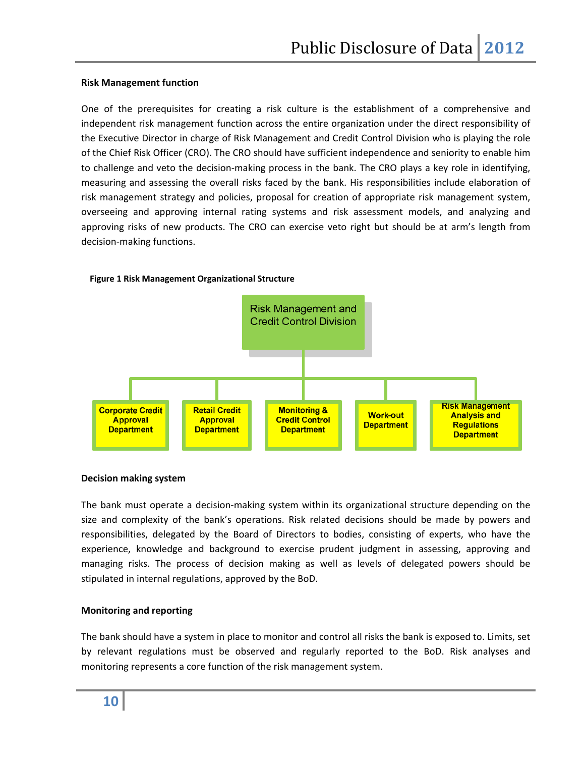**Risk Management function**

One of the prerequisites for creating a risk culture is the establishment of a comprehensive and independent risk management function across the entire organization under the direct responsibility of the Executive Director in charge of Risk Management and Credit Control Division who is playing the role of the Chief Risk Officer (CRO). The CRO should have sufficient independence and seniority to enable him to challenge and veto the decision-making process in the bank. The CRO plays a key role in identifying, measuring and assessing the overall risks faced by the bank. His responsibilities include elaboration of risk management strategy and policies, proposal for creation of appropriate risk management system, overseeing and approving internal rating systems and risk assessment models, and analyzing and approving risks of new products. The CRO can exercise veto right but should be at arm's length from decision-making functions.

**Figure 1 Risk Management Organizational Structure**

Risk Management and Credit Control Division

- Corporate Credit Approval Department
- Retail Credit Approval Department
- Monitoring & Credit Control Department
- Work-out Department
- Risk Management Analysis and Regulations Department

**Decision making system**

The bank must operate a decision-making system within its organizational structure depending on the size and complexity of the bank's operations. Risk related decisions should be made by powers and responsibilities, delegated by the Board of Directors to bodies, consisting of experts, who have the experience, knowledge and background to exercise prudent judgment in assessing, approving and managing risks. The process of decision making as well as levels of delegated powers should be stipulated in internal regulations, approved by the BoD.

**Monitoring and reporting**

The bank should have a system in place to monitor and control all risks the bank is exposed to. Limits, set by relevant regulations must be observed and regularly reported to the BoD. Risk analyses and monitoring represents a core function of the risk management system.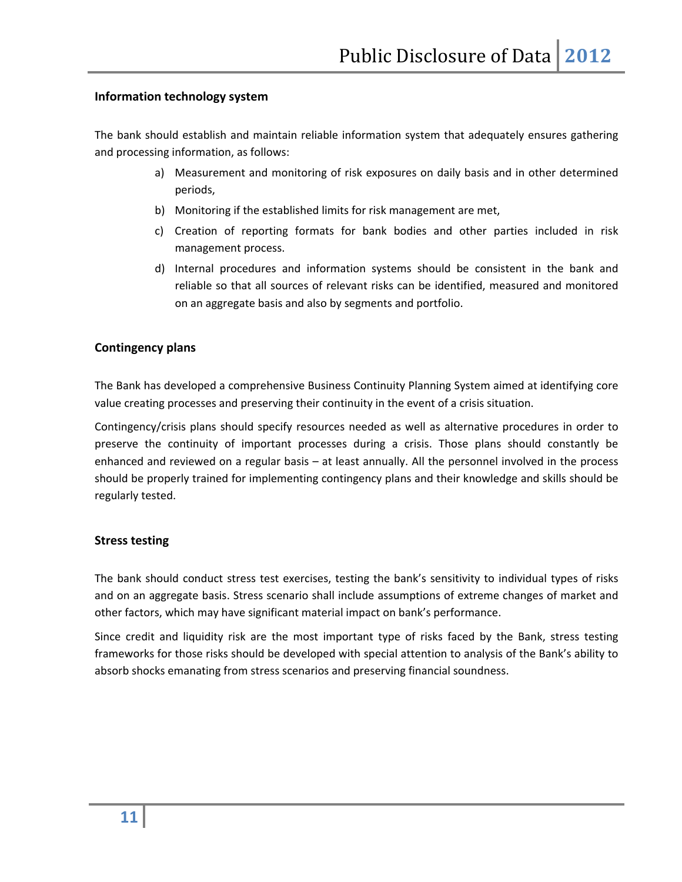**Information technology system**

The bank should establish and maintain reliable information system that adequately ensures gathering and processing information, as follows:

a) Measurement and monitoring of risk exposures on daily basis and in other determined periods,
b) Monitoring if the established limits for risk management are met,
c) Creation of reporting formats for bank bodies and other parties included in risk management process.
d) Internal procedures and information systems should be consistent in the bank and reliable so that all sources of relevant risks can be identified, measured and monitored on an aggregate basis and also by segments and portfolio.

**Contingency plans**

The Bank has developed a comprehensive Business Continuity Planning System aimed at identifying core value creating processes and preserving their continuity in the event of a crisis situation.

Contingency/crisis plans should specify resources needed as well as alternative procedures in order to preserve the continuity of important processes during a crisis. Those plans should constantly be enhanced and reviewed on a regular basis – at least annually. All the personnel involved in the process should be properly trained for implementing contingency plans and their knowledge and skills should be regularly tested.

**Stress testing**

The bank should conduct stress test exercises, testing the bank's sensitivity to individual types of risks and on an aggregate basis. Stress scenario shall include assumptions of extreme changes of market and other factors, which may have significant material impact on bank's performance.

Since credit and liquidity risk are the most important type of risks faced by the Bank, stress testing frameworks for those risks should be developed with special attention to analysis of the Bank's ability to absorb shocks emanating from stress scenarios and preserving financial soundness.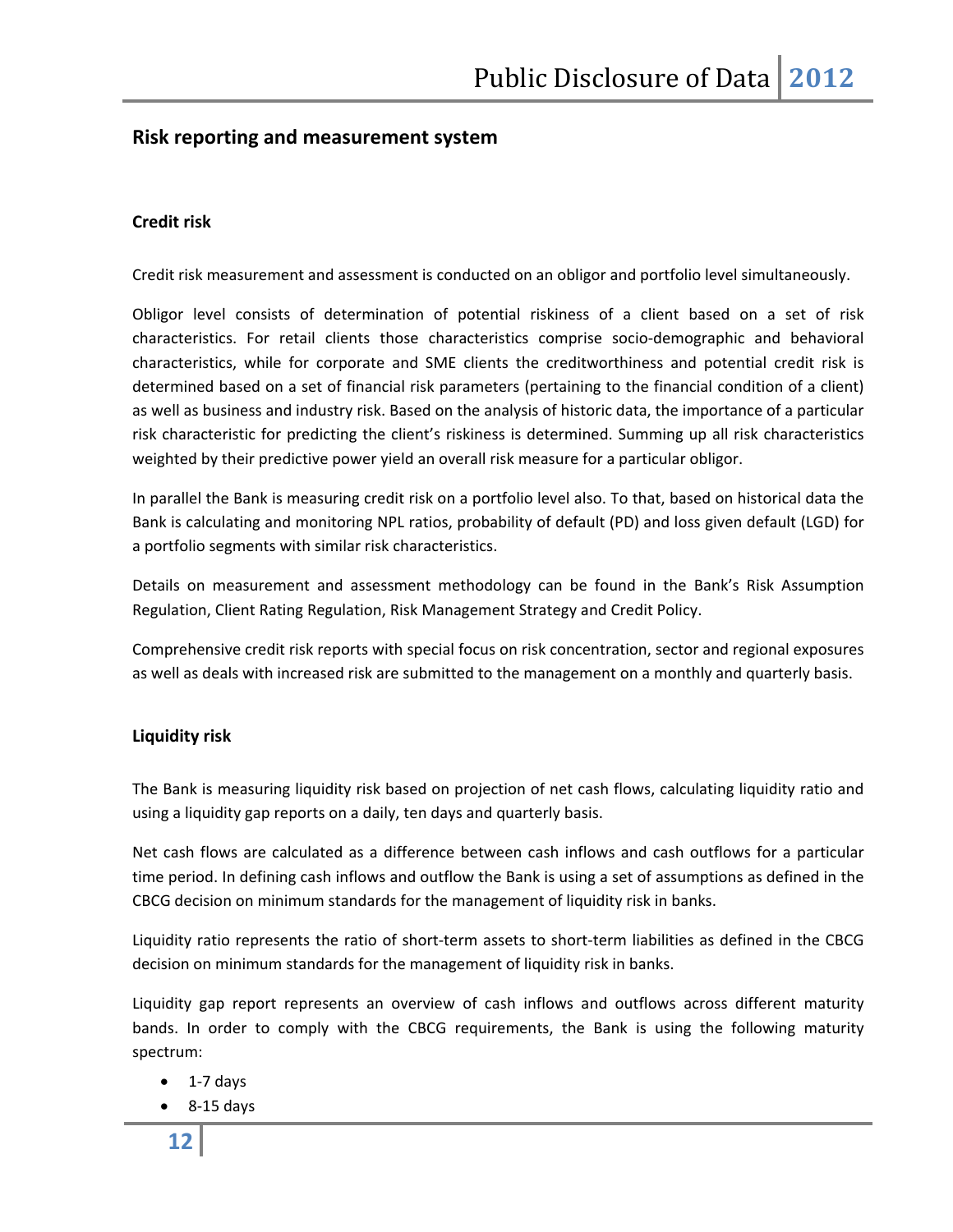## Risk reporting and measurement system

### Credit risk

Credit risk measurement and assessment is conducted on an obligor and portfolio level simultaneously.

Obligor level consists of determination of potential riskiness of a client based on a set of risk characteristics. For retail clients those characteristics comprise socio-demographic and behavioral characteristics, while for corporate and SME clients the creditworthiness and potential credit risk is determined based on a set of financial risk parameters (pertaining to the financial condition of a client) as well as business and industry risk. Based on the analysis of historic data, the importance of a particular risk characteristic for predicting the client's riskiness is determined. Summing up all risk characteristics weighted by their predictive power yield an overall risk measure for a particular obligor.

In parallel the Bank is measuring credit risk on a portfolio level also. To that, based on historical data the Bank is calculating and monitoring NPL ratios, probability of default (PD) and loss given default (LGD) for a portfolio segments with similar risk characteristics.

Details on measurement and assessment methodology can be found in the Bank's Risk Assumption Regulation, Client Rating Regulation, Risk Management Strategy and Credit Policy.

Comprehensive credit risk reports with special focus on risk concentration, sector and regional exposures as well as deals with increased risk are submitted to the management on a monthly and quarterly basis.

### Liquidity risk

The Bank is measuring liquidity risk based on projection of net cash flows, calculating liquidity ratio and using a liquidity gap reports on a daily, ten days and quarterly basis.

Net cash flows are calculated as a difference between cash inflows and cash outflows for a particular time period. In defining cash inflows and outflow the Bank is using a set of assumptions as defined in the CBCG decision on minimum standards for the management of liquidity risk in banks.

Liquidity ratio represents the ratio of short-term assets to short-term liabilities as defined in the CBCG decision on minimum standards for the management of liquidity risk in banks.

Liquidity gap report represents an overview of cash inflows and outflows across different maturity bands. In order to comply with the CBCG requirements, the Bank is using the following maturity spectrum:

- 1-7 days
- 8-15 days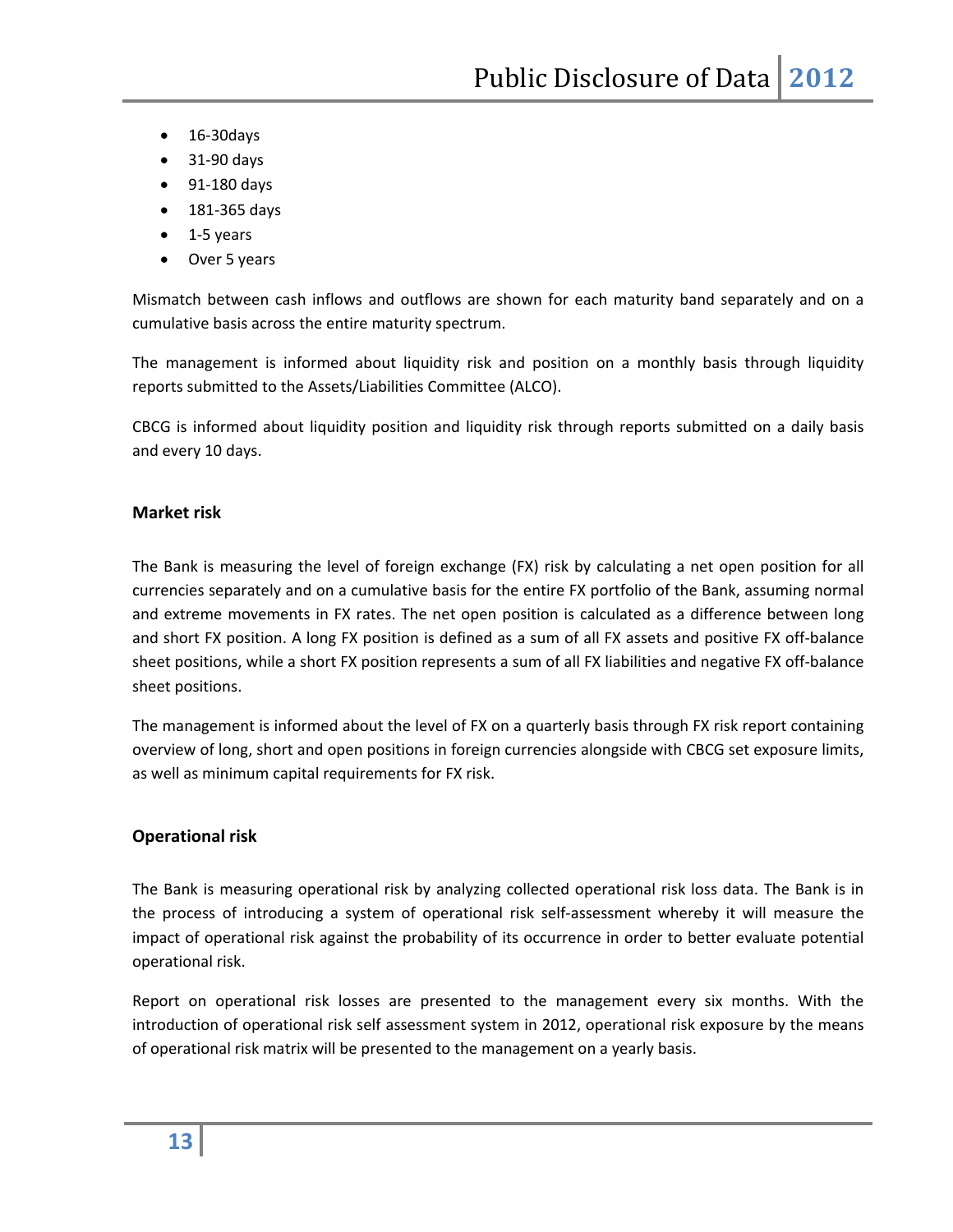- 16-30days
- 31-90 days
- 91-180 days
- 181-365 days
- 1-5 years
- Over 5 years

Mismatch between cash inflows and outflows are shown for each maturity band separately and on a cumulative basis across the entire maturity spectrum.

The management is informed about liquidity risk and position on a monthly basis through liquidity reports submitted to the Assets/Liabilities Committee (ALCO).

CBCG is informed about liquidity position and liquidity risk through reports submitted on a daily basis and every 10 days.

**Market risk**

The Bank is measuring the level of foreign exchange (FX) risk by calculating a net open position for all currencies separately and on a cumulative basis for the entire FX portfolio of the Bank, assuming normal and extreme movements in FX rates. The net open position is calculated as a difference between long and short FX position. A long FX position is defined as a sum of all FX assets and positive FX off-balance sheet positions, while a short FX position represents a sum of all FX liabilities and negative FX off-balance sheet positions.

The management is informed about the level of FX on a quarterly basis through FX risk report containing overview of long, short and open positions in foreign currencies alongside with CBCG set exposure limits, as well as minimum capital requirements for FX risk.

**Operational risk**

The Bank is measuring operational risk by analyzing collected operational risk loss data. The Bank is in the process of introducing a system of operational risk self-assessment whereby it will measure the impact of operational risk against the probability of its occurrence in order to better evaluate potential operational risk.

Report on operational risk losses are presented to the management every six months. With the introduction of operational risk self assessment system in 2012, operational risk exposure by the means of operational risk matrix will be presented to the management on a yearly basis.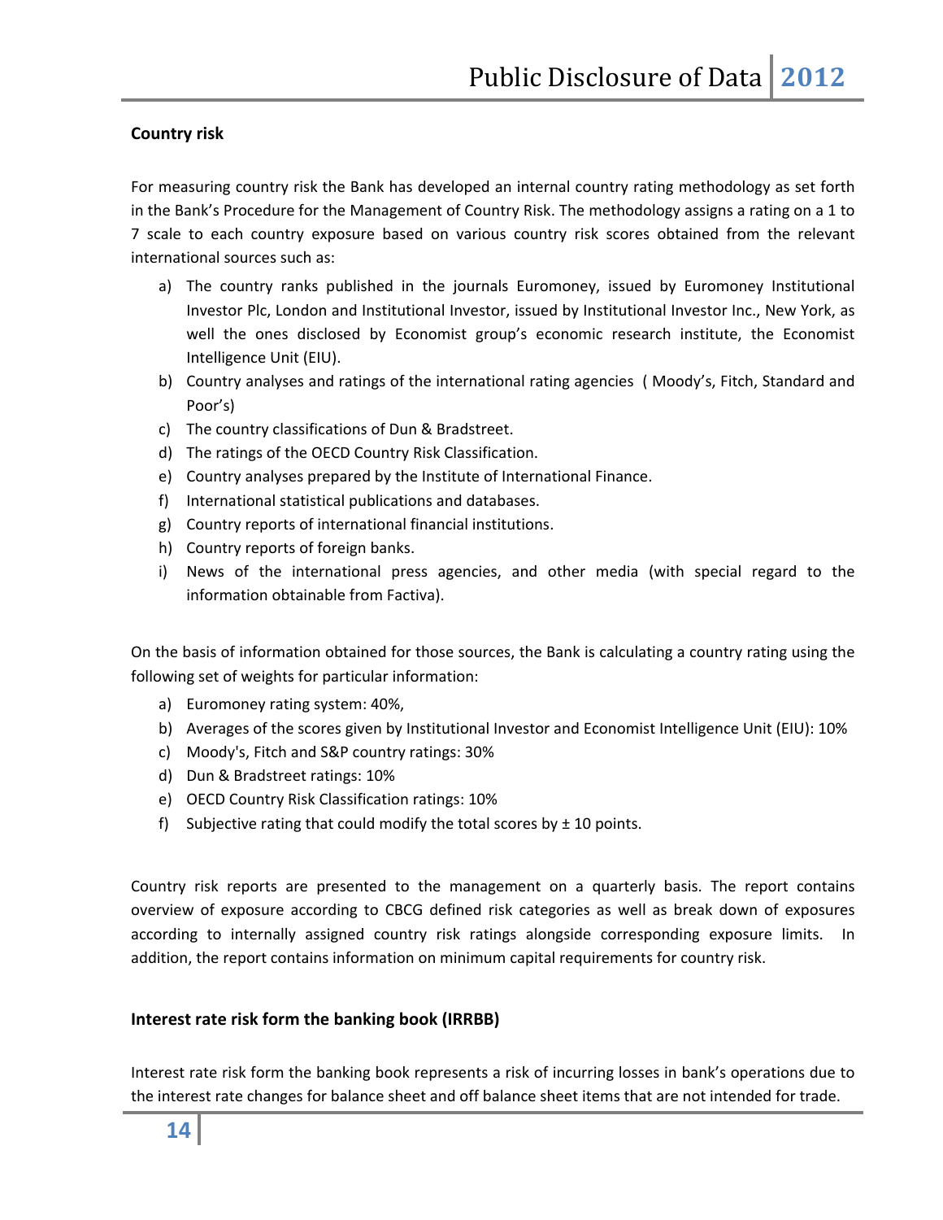### Country risk

For measuring country risk the Bank has developed an internal country rating methodology as set forth in the Bank's Procedure for the Management of Country Risk. The methodology assigns a rating on a 1 to 7 scale to each country exposure based on various country risk scores obtained from the relevant international sources such as:

a) The country ranks published in the journals Euromoney, issued by Euromoney Institutional Investor Plc, London and Institutional Investor, issued by Institutional Investor Inc., New York, as well the ones disclosed by Economist group's economic research institute, the Economist Intelligence Unit (EIU).
b) Country analyses and ratings of the international rating agencies ( Moody's, Fitch, Standard and Poor's)
c) The country classifications of Dun & Bradstreet.
d) The ratings of the OECD Country Risk Classification.
e) Country analyses prepared by the Institute of International Finance.
f) International statistical publications and databases.
g) Country reports of international financial institutions.
h) Country reports of foreign banks.
i) News of the international press agencies, and other media (with special regard to the information obtainable from Factiva).

On the basis of information obtained for those sources, the Bank is calculating a country rating using the following set of weights for particular information:

a) Euromoney rating system: 40%,
b) Averages of the scores given by Institutional Investor and Economist Intelligence Unit (EIU): 10%
c) Moody's, Fitch and S&P country ratings: 30%
d) Dun & Bradstreet ratings: 10%
e) OECD Country Risk Classification ratings: 10%
f) Subjective rating that could modify the total scores by ± 10 points.

Country risk reports are presented to the management on a quarterly basis. The report contains overview of exposure according to CBCG defined risk categories as well as break down of exposures according to internally assigned country risk ratings alongside corresponding exposure limits. In addition, the report contains information on minimum capital requirements for country risk.

### Interest rate risk form the banking book (IRRBB)

Interest rate risk form the banking book represents a risk of incurring losses in bank's operations due to the interest rate changes for balance sheet and off balance sheet items that are not intended for trade.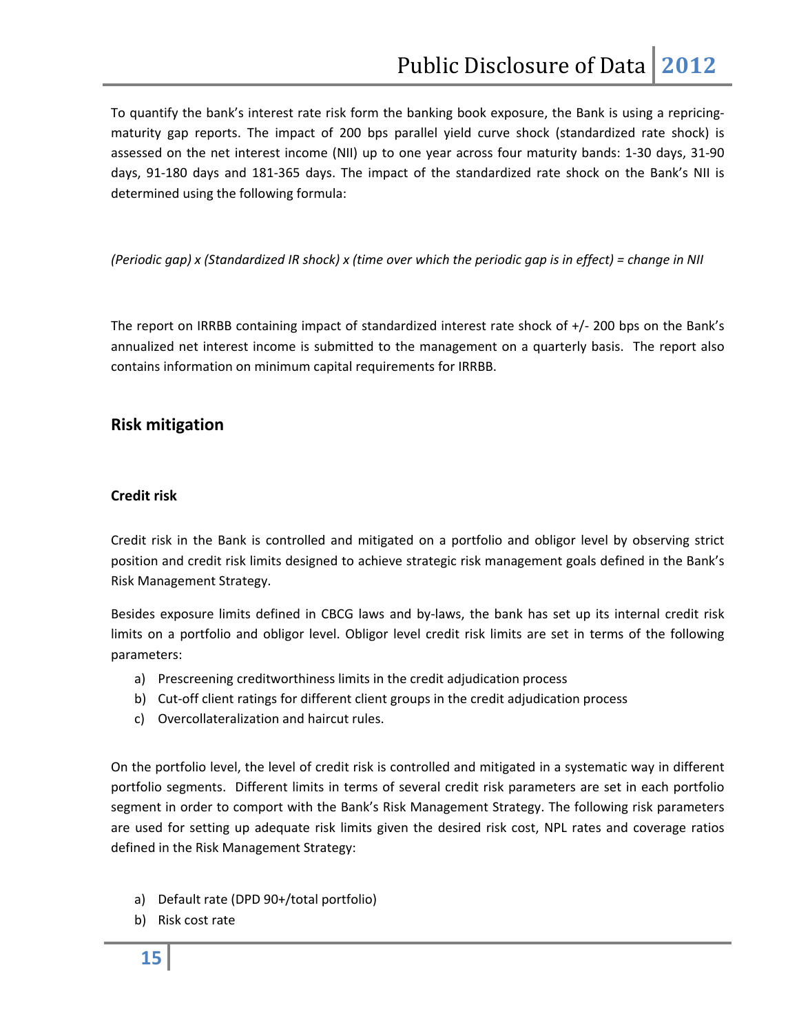To quantify the bank's interest rate risk form the banking book exposure, the Bank is using a repricing-maturity gap reports. The impact of 200 bps parallel yield curve shock (standardized rate shock) is assessed on the net interest income (NII) up to one year across four maturity bands: 1-30 days, 31-90 days, 91-180 days and 181-365 days. The impact of the standardized rate shock on the Bank's NII is determined using the following formula:

*(Periodic gap) x (Standardized IR shock) x (time over which the periodic gap is in effect) = change in NII*

The report on IRRBB containing impact of standardized interest rate shock of +/- 200 bps on the Bank's annualized net interest income is submitted to the management on a quarterly basis. The report also contains information on minimum capital requirements for IRRBB.

## Risk mitigation

### Credit risk

Credit risk in the Bank is controlled and mitigated on a portfolio and obligor level by observing strict position and credit risk limits designed to achieve strategic risk management goals defined in the Bank's Risk Management Strategy.

Besides exposure limits defined in CBCG laws and by-laws, the bank has set up its internal credit risk limits on a portfolio and obligor level. Obligor level credit risk limits are set in terms of the following parameters:

a) Prescreening creditworthiness limits in the credit adjudication process
b) Cut-off client ratings for different client groups in the credit adjudication process
c) Overcollateralization and haircut rules.

On the portfolio level, the level of credit risk is controlled and mitigated in a systematic way in different portfolio segments. Different limits in terms of several credit risk parameters are set in each portfolio segment in order to comport with the Bank's Risk Management Strategy. The following risk parameters are used for setting up adequate risk limits given the desired risk cost, NPL rates and coverage ratios defined in the Risk Management Strategy:

a) Default rate (DPD 90+/total portfolio)
b) Risk cost rate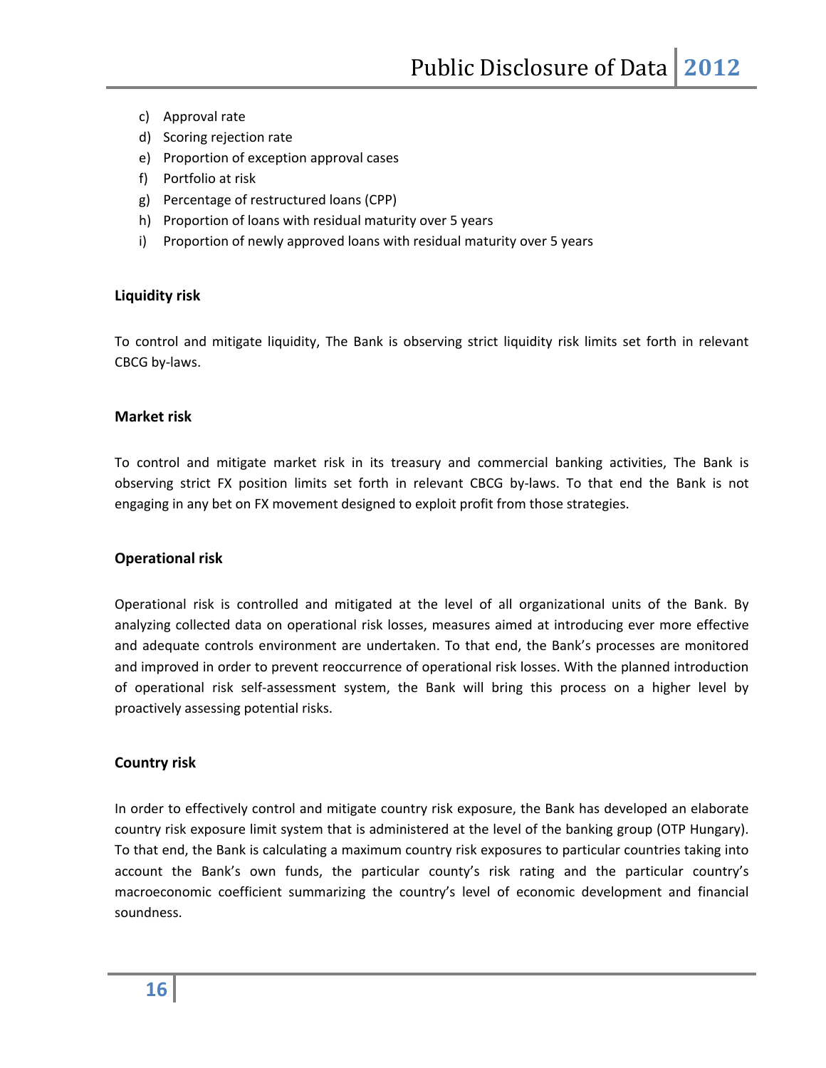c) Approval rate
d) Scoring rejection rate
e) Proportion of exception approval cases
f) Portfolio at risk
g) Percentage of restructured loans (CPP)
h) Proportion of loans with residual maturity over 5 years
i) Proportion of newly approved loans with residual maturity over 5 years

**Liquidity risk**

To control and mitigate liquidity, The Bank is observing strict liquidity risk limits set forth in relevant CBCG by-laws.

**Market risk**

To control and mitigate market risk in its treasury and commercial banking activities, The Bank is observing strict FX position limits set forth in relevant CBCG by-laws. To that end the Bank is not engaging in any bet on FX movement designed to exploit profit from those strategies.

**Operational risk**

Operational risk is controlled and mitigated at the level of all organizational units of the Bank. By analyzing collected data on operational risk losses, measures aimed at introducing ever more effective and adequate controls environment are undertaken. To that end, the Bank's processes are monitored and improved in order to prevent reoccurrence of operational risk losses. With the planned introduction of operational risk self-assessment system, the Bank will bring this process on a higher level by proactively assessing potential risks.

**Country risk**

In order to effectively control and mitigate country risk exposure, the Bank has developed an elaborate country risk exposure limit system that is administered at the level of the banking group (OTP Hungary). To that end, the Bank is calculating a maximum country risk exposures to particular countries taking into account the Bank's own funds, the particular county's risk rating and the particular country's macroeconomic coefficient summarizing the country's level of economic development and financial soundness.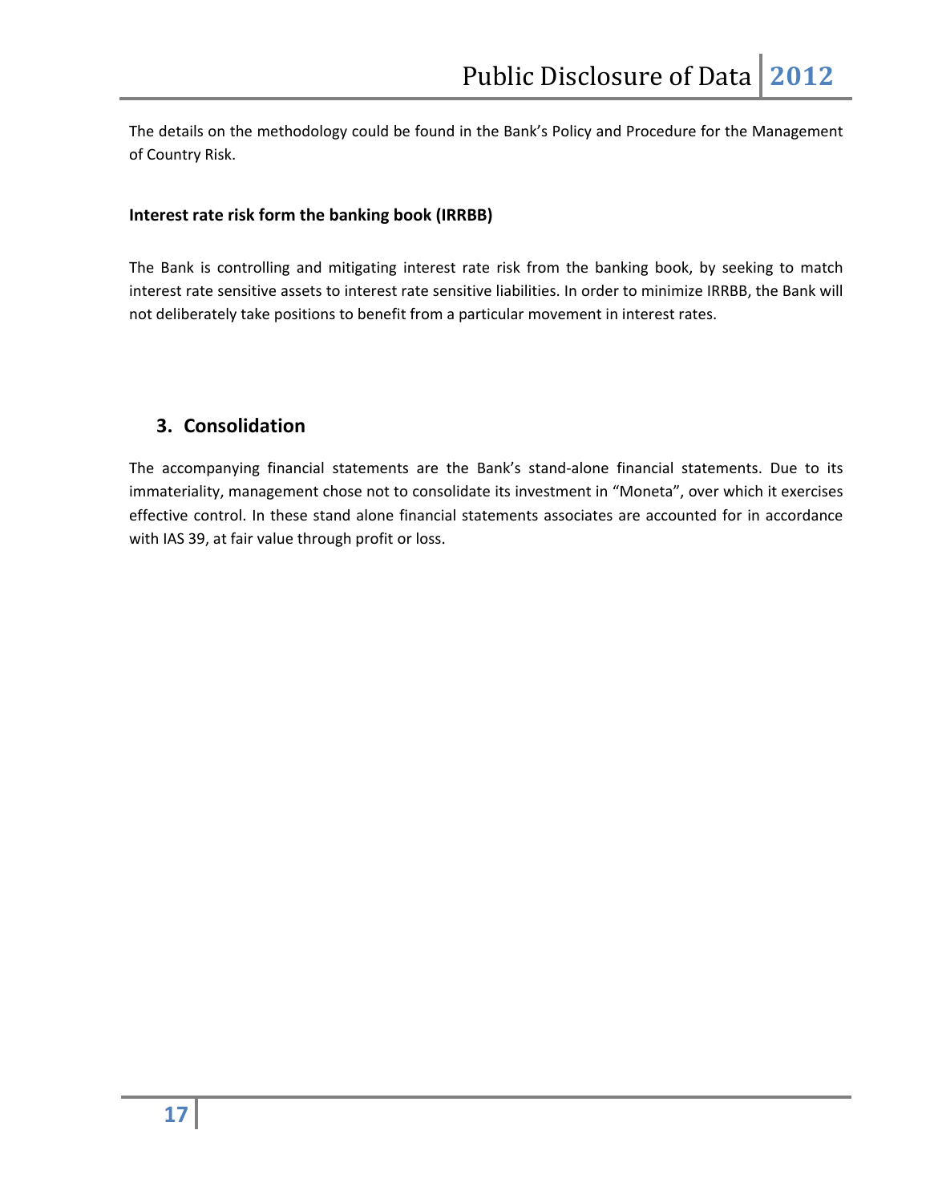The details on the methodology could be found in the Bank's Policy and Procedure for the Management of Country Risk.

**Interest rate risk form the banking book (IRRBB)**

The Bank is controlling and mitigating interest rate risk from the banking book, by seeking to match interest rate sensitive assets to interest rate sensitive liabilities. In order to minimize IRRBB, the Bank will not deliberately take positions to benefit from a particular movement in interest rates.

## 3. Consolidation

The accompanying financial statements are the Bank's stand-alone financial statements. Due to its immateriality, management chose not to consolidate its investment in "Moneta", over which it exercises effective control. In these stand alone financial statements associates are accounted for in accordance with IAS 39, at fair value through profit or loss.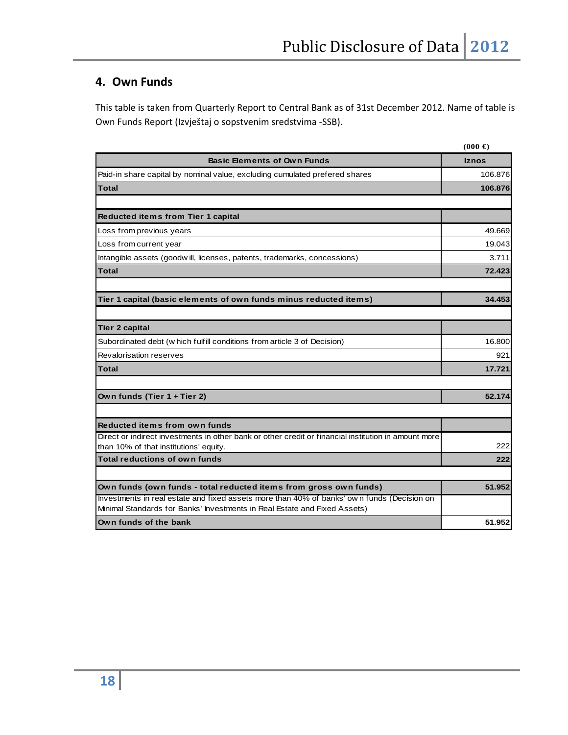## 4. Own Funds

This table is taken from Quarterly Report to Central Bank as of 31st December 2012. Name of table is Own Funds Report (Izvještaj o sopstvenim sredstvima -SSB).

(000 €)

| Basic Elements of Own Funds | Iznos |
|---|---|
| Paid-in share capital by nominal value, excluding cumulated prefered shares | 106.876 |
| **Total** | **106.876** |
| | |
| **Reducted items from Tier 1 capital** | |
| Loss from previous years | 49.669 |
| Loss from current year | 19.043 |
| Intangible assets (goodwill, licenses, patents, trademarks, concessions) | 3.711 |
| **Total** | **72.423** |
| | |
| **Tier 1 capital (basic elements of own funds minus reducted items)** | **34.453** |
| | |
| **Tier 2 capital** | |
| Subordinated debt (which fulfill conditions from article 3 of Decision) | 16.800 |
| Revalorisation reserves | 921 |
| **Total** | **17.721** |
| | |
| **Own funds (Tier 1 + Tier 2)** | **52.174** |
| | |
| **Reducted items from own funds** | |
| Direct or indirect investments in other bank or other credit or financial institution in amount more than 10% of that institutions' equity. | 222 |
| **Total reductions of own funds** | **222** |
| | |
| **Own funds (own funds - total reducted items from gross own funds)** | **51.952** |
| Investments in real estate and fixed assets more than 40% of banks' own funds (Decision on Minimal Standards for Banks' Investments in Real Estate and Fixed Assets) | |
| **Own funds of the bank** | **51.952** |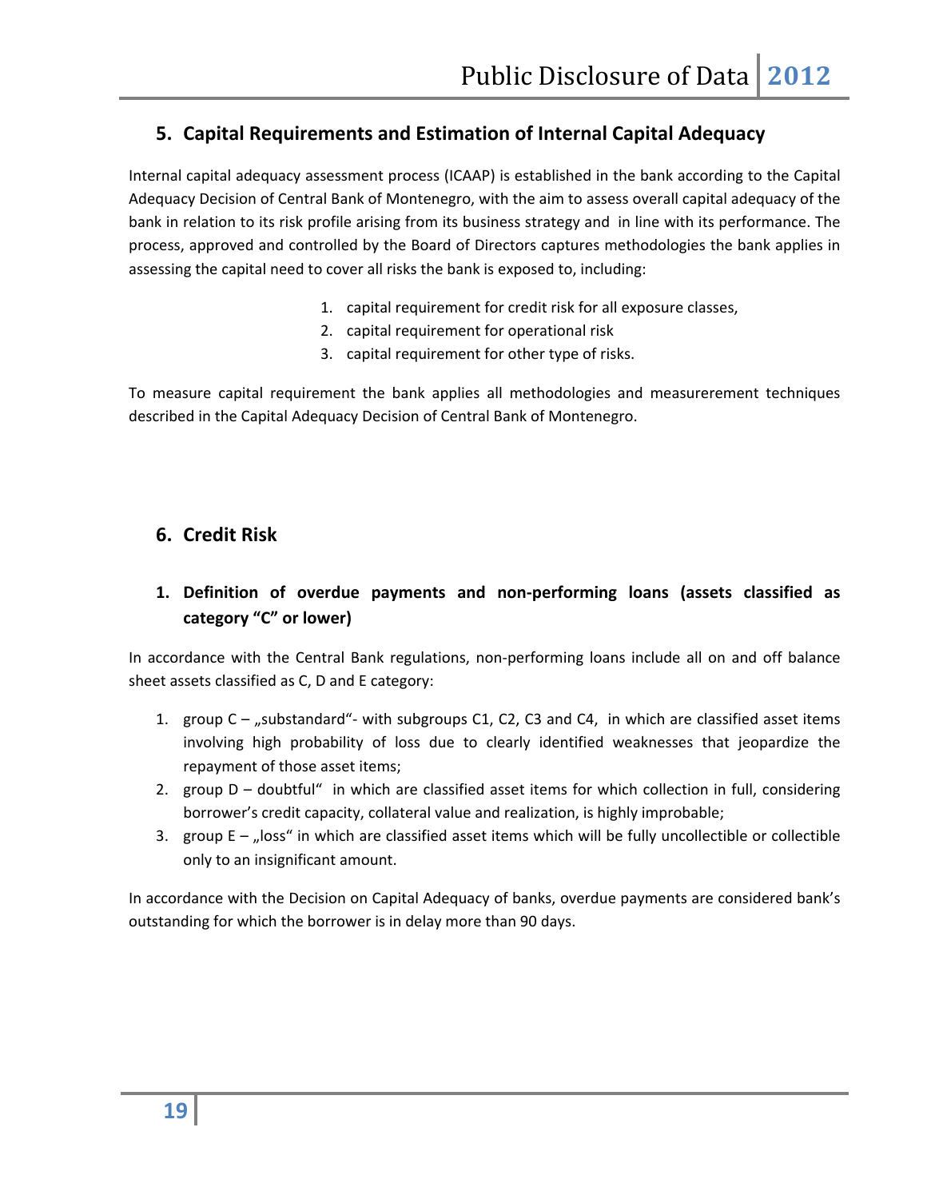## 5. Capital Requirements and Estimation of Internal Capital Adequacy

Internal capital adequacy assessment process (ICAAP) is established in the bank according to the Capital Adequacy Decision of Central Bank of Montenegro, with the aim to assess overall capital adequacy of the bank in relation to its risk profile arising from its business strategy and in line with its performance. The process, approved and controlled by the Board of Directors captures methodologies the bank applies in assessing the capital need to cover all risks the bank is exposed to, including:

1. capital requirement for credit risk for all exposure classes,
2. capital requirement for operational risk
3. capital requirement for other type of risks.

To measure capital requirement the bank applies all methodologies and measurerement techniques described in the Capital Adequacy Decision of Central Bank of Montenegro.

## 6. Credit Risk

### 1. Definition of overdue payments and non-performing loans (assets classified as category "C" or lower)

In accordance with the Central Bank regulations, non-performing loans include all on and off balance sheet assets classified as C, D and E category:

1. group C – „substandard"- with subgroups C1, C2, C3 and C4, in which are classified asset items involving high probability of loss due to clearly identified weaknesses that jeopardize the repayment of those asset items;
2. group D – doubtful" in which are classified asset items for which collection in full, considering borrower's credit capacity, collateral value and realization, is highly improbable;
3. group E – „loss" in which are classified asset items which will be fully uncollectible or collectible only to an insignificant amount.

In accordance with the Decision on Capital Adequacy of banks, overdue payments are considered bank's outstanding for which the borrower is in delay more than 90 days.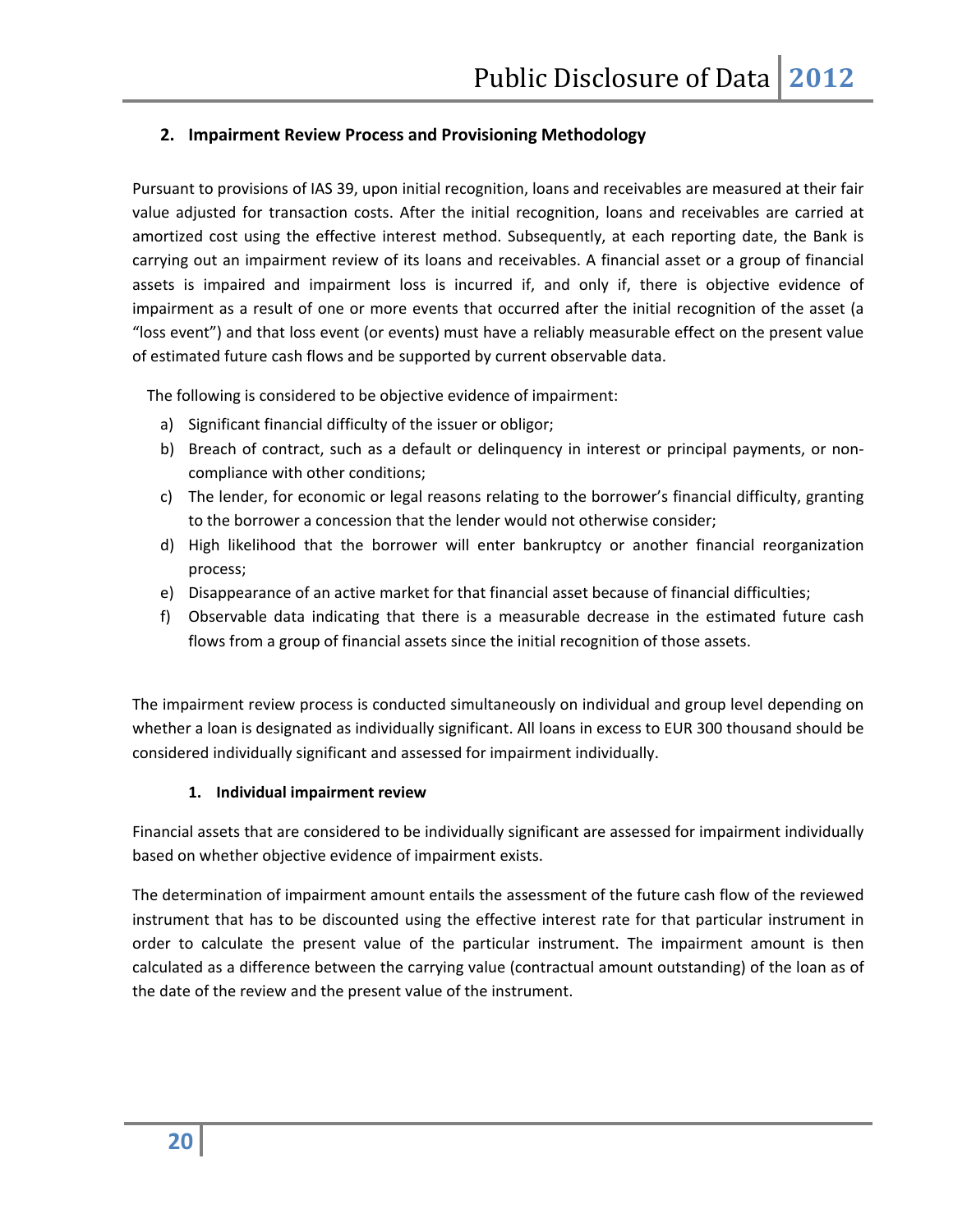## 2. Impairment Review Process and Provisioning Methodology

Pursuant to provisions of IAS 39, upon initial recognition, loans and receivables are measured at their fair value adjusted for transaction costs. After the initial recognition, loans and receivables are carried at amortized cost using the effective interest method. Subsequently, at each reporting date, the Bank is carrying out an impairment review of its loans and receivables. A financial asset or a group of financial assets is impaired and impairment loss is incurred if, and only if, there is objective evidence of impairment as a result of one or more events that occurred after the initial recognition of the asset (a "loss event") and that loss event (or events) must have a reliably measurable effect on the present value of estimated future cash flows and be supported by current observable data.

The following is considered to be objective evidence of impairment:

a) Significant financial difficulty of the issuer or obligor;
b) Breach of contract, such as a default or delinquency in interest or principal payments, or non-compliance with other conditions;
c) The lender, for economic or legal reasons relating to the borrower's financial difficulty, granting to the borrower a concession that the lender would not otherwise consider;
d) High likelihood that the borrower will enter bankruptcy or another financial reorganization process;
e) Disappearance of an active market for that financial asset because of financial difficulties;
f) Observable data indicating that there is a measurable decrease in the estimated future cash flows from a group of financial assets since the initial recognition of those assets.

The impairment review process is conducted simultaneously on individual and group level depending on whether a loan is designated as individually significant. All loans in excess to EUR 300 thousand should be considered individually significant and assessed for impairment individually.

### 1. Individual impairment review

Financial assets that are considered to be individually significant are assessed for impairment individually based on whether objective evidence of impairment exists.

The determination of impairment amount entails the assessment of the future cash flow of the reviewed instrument that has to be discounted using the effective interest rate for that particular instrument in order to calculate the present value of the particular instrument. The impairment amount is then calculated as a difference between the carrying value (contractual amount outstanding) of the loan as of the date of the review and the present value of the instrument.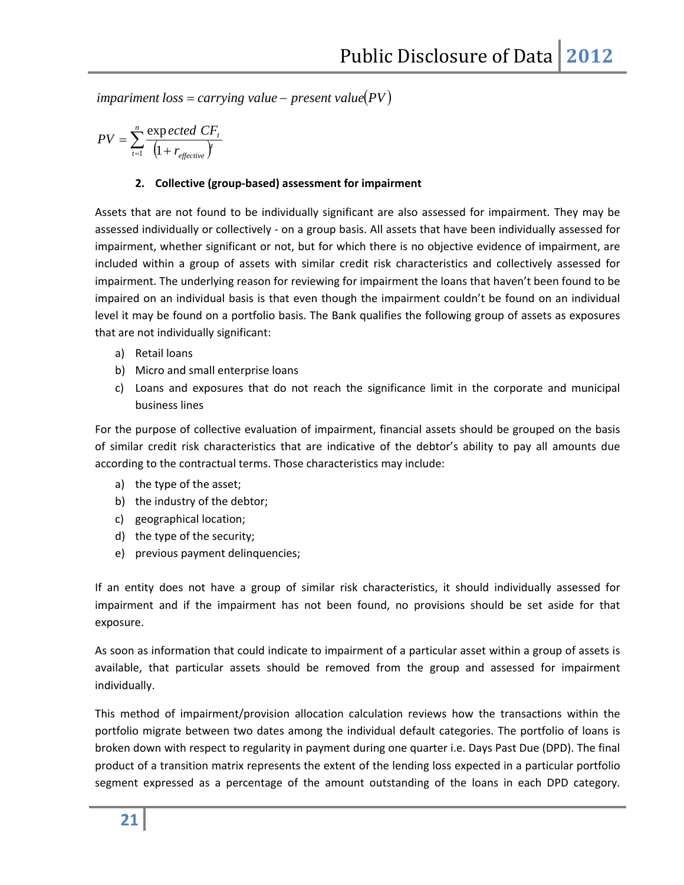$$impariment\ loss = carrying\ value - present\ value(PV)$$

$$PV = \sum_{t=1}^{n} \frac{expected\ CF_t}{(1 + r_{effective})^t}$$

**2. Collective (group-based) assessment for impairment**

Assets that are not found to be individually significant are also assessed for impairment. They may be assessed individually or collectively - on a group basis. All assets that have been individually assessed for impairment, whether significant or not, but for which there is no objective evidence of impairment, are included within a group of assets with similar credit risk characteristics and collectively assessed for impairment. The underlying reason for reviewing for impairment the loans that haven't been found to be impaired on an individual basis is that even though the impairment couldn't be found on an individual level it may be found on a portfolio basis. The Bank qualifies the following group of assets as exposures that are not individually significant:

a) Retail loans
b) Micro and small enterprise loans
c) Loans and exposures that do not reach the significance limit in the corporate and municipal business lines

For the purpose of collective evaluation of impairment, financial assets should be grouped on the basis of similar credit risk characteristics that are indicative of the debtor's ability to pay all amounts due according to the contractual terms. Those characteristics may include:

a) the type of the asset;
b) the industry of the debtor;
c) geographical location;
d) the type of the security;
e) previous payment delinquencies;

If an entity does not have a group of similar risk characteristics, it should individually assessed for impairment and if the impairment has not been found, no provisions should be set aside for that exposure.

As soon as information that could indicate to impairment of a particular asset within a group of assets is available, that particular assets should be removed from the group and assessed for impairment individually.

This method of impairment/provision allocation calculation reviews how the transactions within the portfolio migrate between two dates among the individual default categories. The portfolio of loans is broken down with respect to regularity in payment during one quarter i.e. Days Past Due (DPD). The final product of a transition matrix represents the extent of the lending loss expected in a particular portfolio segment expressed as a percentage of the amount outstanding of the loans in each DPD category.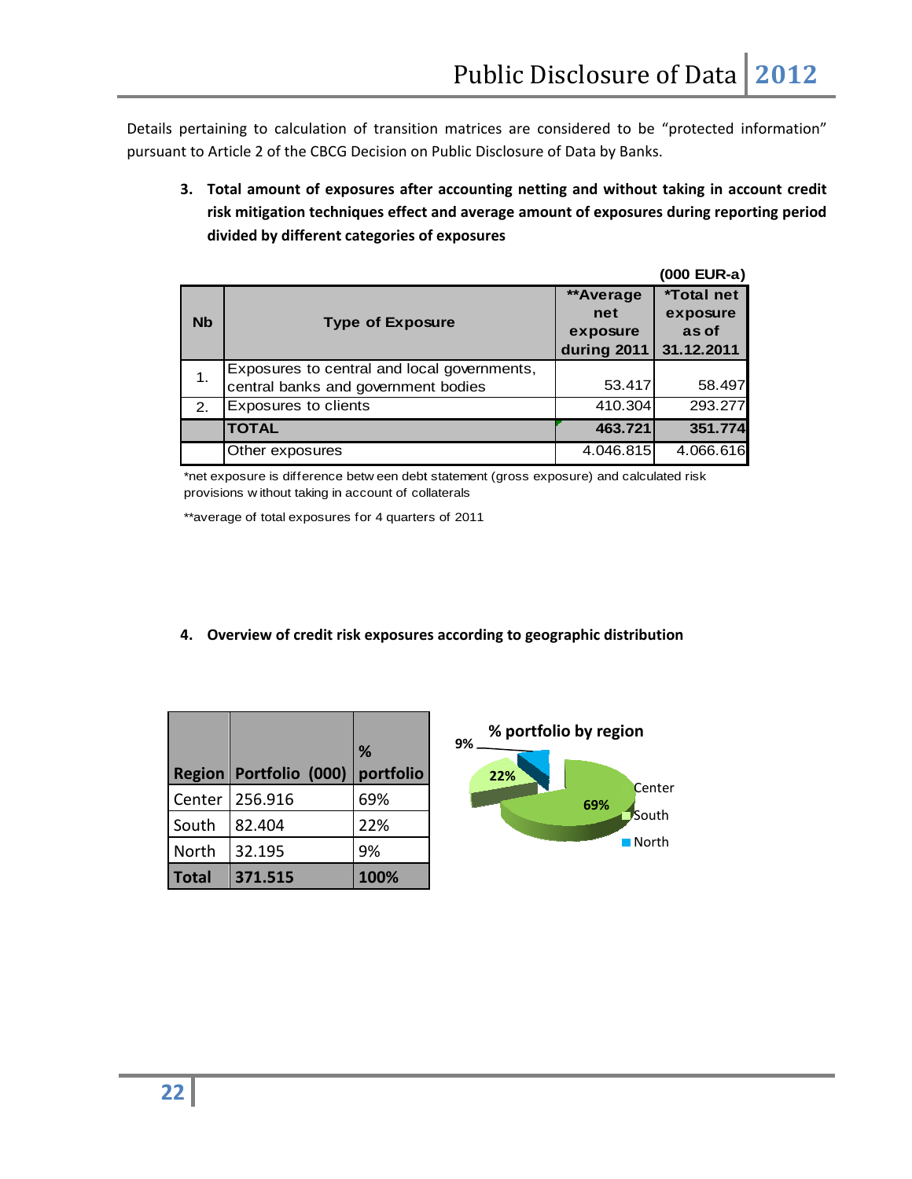Details pertaining to calculation of transition matrices are considered to be "protected information" pursuant to Article 2 of the CBCG Decision on Public Disclosure of Data by Banks.

3. **Total amount of exposures after accounting netting and without taking in account credit risk mitigation techniques effect and average amount of exposures during reporting period divided by different categories of exposures**

(000 EUR-a)

| Nb | Type of Exposure | **Average net exposure during 2011 | *Total net exposure as of 31.12.2011 |
|---|---|---|---|
| 1. | Exposures to central and local governments, central banks and government bodies | 53.417 | 58.497 |
| 2. | Exposures to clients | 410.304 | 293.277 |
| | **TOTAL** | **463.721** | **351.774** |
| | Other exposures | 4.046.815 | 4.066.616 |

*net exposure is difference between debt statement (gross exposure) and calculated risk provisions without taking in account of collaterals

**average of total exposures for 4 quarters of 2011

4. **Overview of credit risk exposures according to geographic distribution**

| Region | Portfolio (000) | % portfolio |
|---|---|---|
| Center | 256.916 | 69% |
| South | 82.404 | 22% |
| North | 32.195 | 9% |
| **Total** | **371.515** | **100%** |

**% portfolio by region**

9%

22%

69%

Center

South

North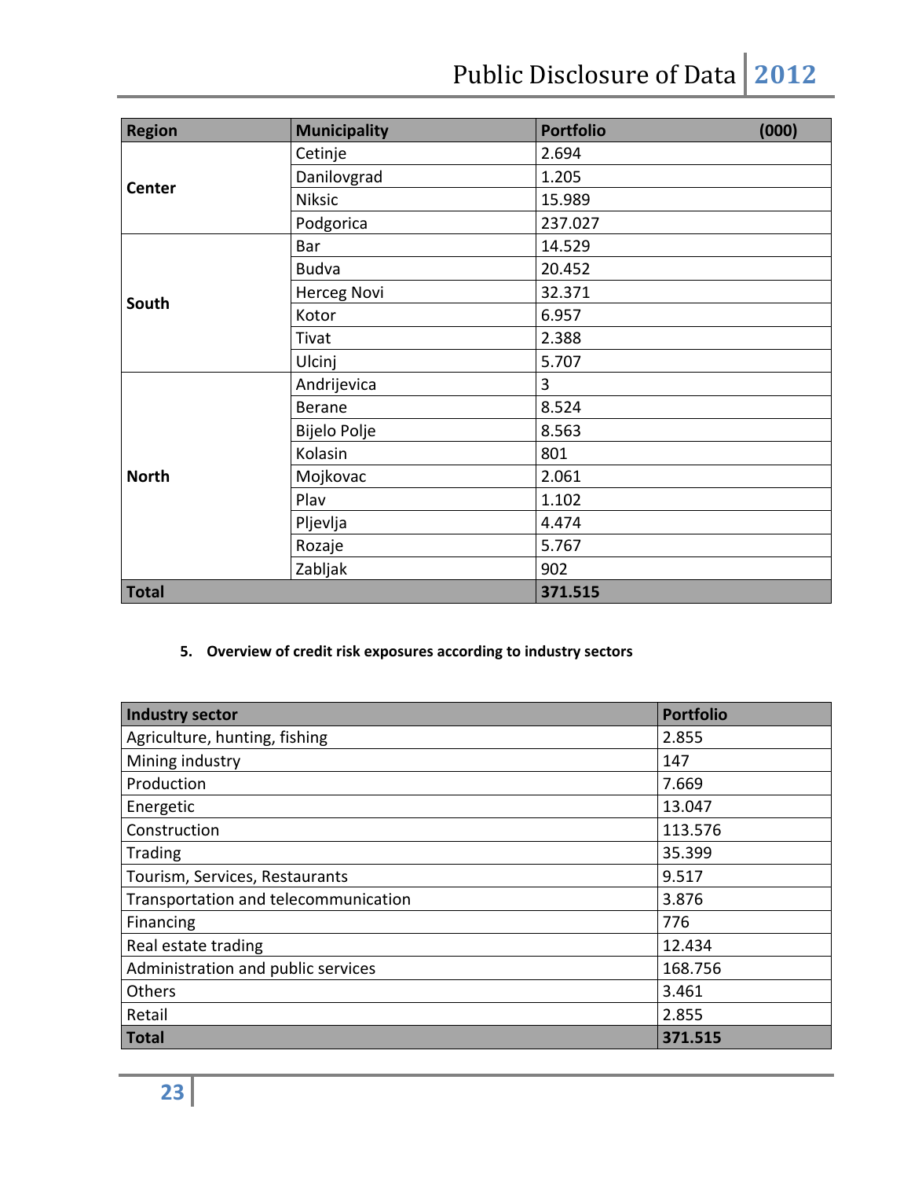| Region | Municipality | Portfolio (000) |
|---|---|---|
| Center | Cetinje | 2.694 |
| | Danilovgrad | 1.205 |
| | Niksic | 15.989 |
| | Podgorica | 237.027 |
| South | Bar | 14.529 |
| | Budva | 20.452 |
| | Herceg Novi | 32.371 |
| | Kotor | 6.957 |
| | Tivat | 2.388 |
| | Ulcinj | 5.707 |
| North | Andrijevica | 3 |
| | Berane | 8.524 |
| | Bijelo Polje | 8.563 |
| | Kolasin | 801 |
| | Mojkovac | 2.061 |
| | Plav | 1.102 |
| | Pljevlja | 4.474 |
| | Rozaje | 5.767 |
| | Zabljak | 902 |
| **Total** | | **371.515** |

5. **Overview of credit risk exposures according to industry sectors**

| Industry sector | Portfolio |
|---|---|
| Agriculture, hunting, fishing | 2.855 |
| Mining industry | 147 |
| Production | 7.669 |
| Energetic | 13.047 |
| Construction | 113.576 |
| Trading | 35.399 |
| Tourism, Services, Restaurants | 9.517 |
| Transportation and telecommunication | 3.876 |
| Financing | 776 |
| Real estate trading | 12.434 |
| Administration and public services | 168.756 |
| Others | 3.461 |
| Retail | 2.855 |
| **Total** | **371.515** |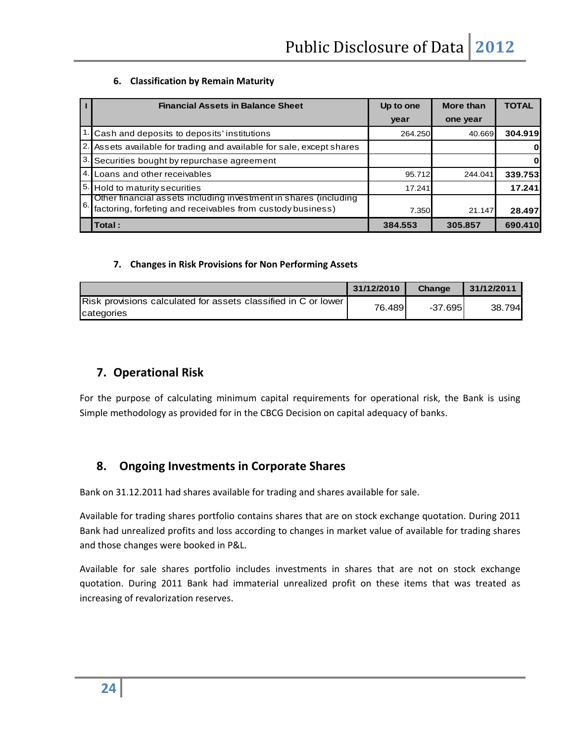### 6. Classification by Remain Maturity

| I | Financial Assets in Balance Sheet | Up to one year | More than one year | TOTAL |
|---|---|---|---|---|
| 1. | Cash and deposits to deposits' institutions | 264.250 | 40.669 | **304.919** |
| 2. | Assets available for trading and available for sale, except shares | | | **0** |
| 3. | Securities bought by repurchase agreement | | | **0** |
| 4. | Loans and other receivables | 95.712 | 244.041 | **339.753** |
| 5. | Hold to maturity securities | 17.241 | | **17.241** |
| 6. | Other financial assets including investment in shares (including factoring, forfeting and receivables from custody business) | 7.350 | 21.147 | **28.497** |
| | **Total :** | **384.553** | **305.857** | **690.410** |

### 7. Changes in Risk Provisions for Non Performing Assets

| | 31/12/2010 | Change | 31/12/2011 |
|---|---|---|---|
| Risk provisions calculated for assets classified in C or lower categories | 76.489 | -37.695 | 38.794 |

## 7. Operational Risk

For the purpose of calculating minimum capital requirements for operational risk, the Bank is using Simple methodology as provided for in the CBCG Decision on capital adequacy of banks.

## 8. Ongoing Investments in Corporate Shares

Bank on 31.12.2011 had shares available for trading and shares available for sale.

Available for trading shares portfolio contains shares that are on stock exchange quotation. During 2011 Bank had unrealized profits and loss according to changes in market value of available for trading shares and those changes were booked in P&L.

Available for sale shares portfolio includes investments in shares that are not on stock exchange quotation. During 2011 Bank had immaterial unrealized profit on these items that was treated as increasing of revalorization reserves.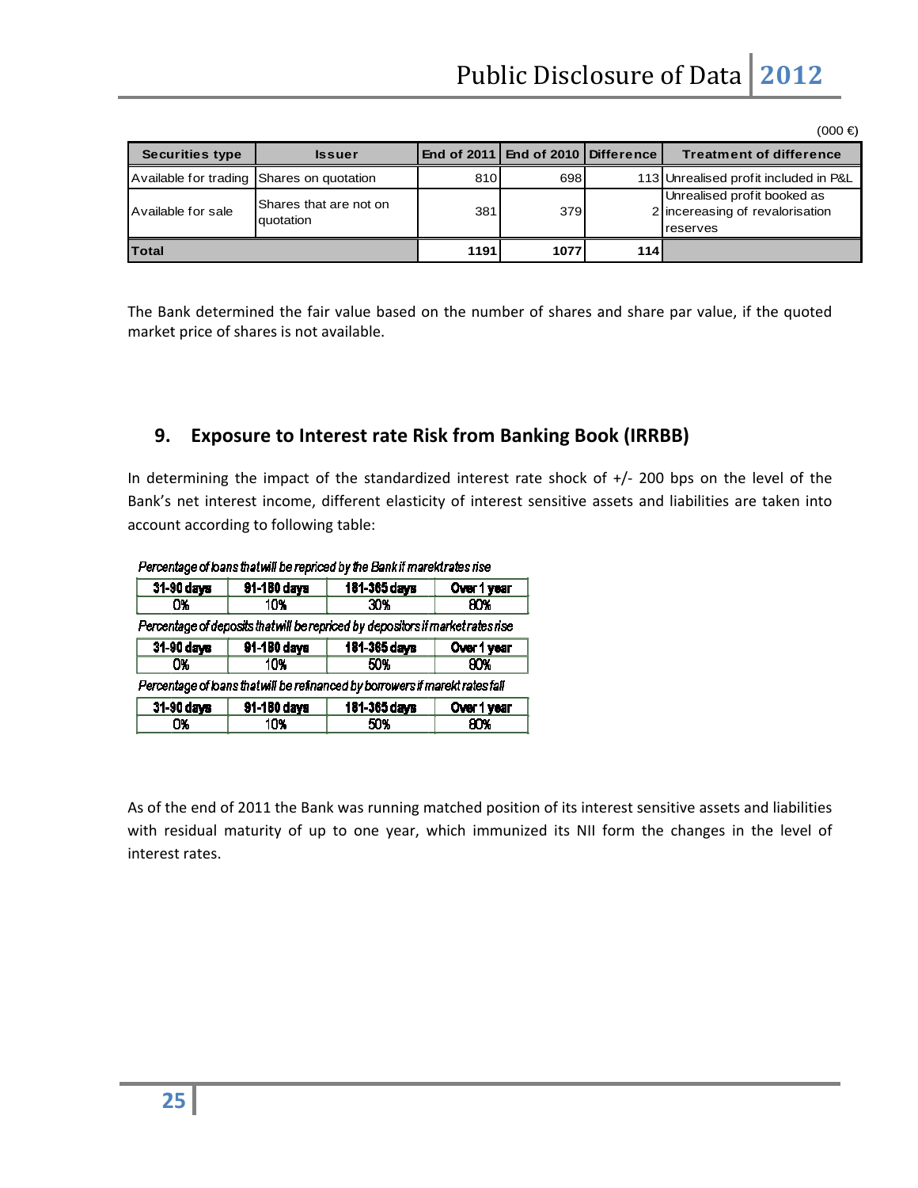(000 €)

| Securities type | Issuer | End of 2011 | End of 2010 | Difference | Treatment of difference |
|---|---|---|---|---|---|
| Available for trading | Shares on quotation | 810 | 698 | 113 | Unrealised profit included in P&L |
| Available for sale | Shares that are not on quotation | 381 | 379 | 2 | Unrealised profit booked as incereasing of revalorisation reserves |
| **Total** | | **1191** | **1077** | **114** | |

The Bank determined the fair value based on the number of shares and share par value, if the quoted market price of shares is not available.

## 9. Exposure to Interest rate Risk from Banking Book (IRRBB)

In determining the impact of the standardized interest rate shock of +/- 200 bps on the level of the Bank's net interest income, different elasticity of interest sensitive assets and liabilities are taken into account according to following table:

*Percentage of loans that will be repriced by the Bank if marektrates rise*

| 31-90 days | 91-180 days | 181-365 days | Over 1 year |
|---|---|---|---|
| 0% | 10% | 30% | 80% |

*Percentage of deposits that will be repriced by depositors if market rates rise*

| 31-90 days | 91-180 days | 181-365 days | Over 1 year |
|---|---|---|---|
| 0% | 10% | 50% | 80% |

*Percentage of loans that will be refinanced by borrowers if marekt rates fall*

| 31-90 days | 91-180 days | 181-365 days | Over 1 year |
|---|---|---|---|
| 0% | 10% | 50% | 80% |

As of the end of 2011 the Bank was running matched position of its interest sensitive assets and liabilities with residual maturity of up to one year, which immunized its NII form the changes in the level of interest rates.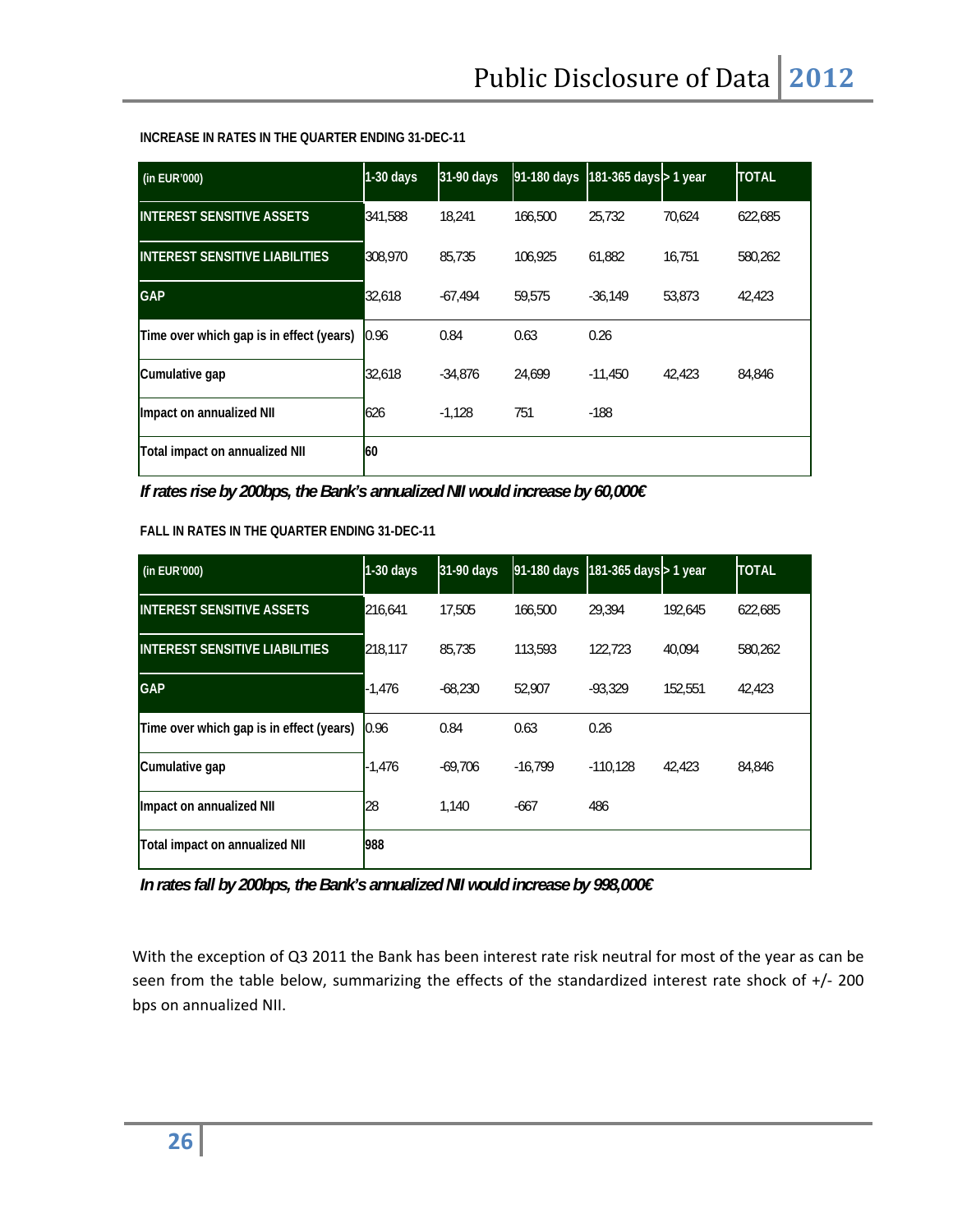**INCREASE IN RATES IN THE QUARTER ENDING 31-DEC-11**

| (in EUR'000) | 1-30 days | 31-90 days | 91-180 days | 181-365 days | > 1 year | TOTAL |
|---|---|---|---|---|---|---|
| INTEREST SENSITIVE ASSETS | 341,588 | 18,241 | 166,500 | 25,732 | 70,624 | 622,685 |
| INTEREST SENSITIVE LIABILITIES | 308,970 | 85,735 | 106,925 | 61,882 | 16,751 | 580,262 |
| GAP | 32,618 | -67,494 | 59,575 | -36,149 | 53,873 | 42,423 |
| Time over which gap is in effect (years) | 0.96 | 0.84 | 0.63 | 0.26 | | |
| Cumulative gap | 32,618 | -34,876 | 24,699 | -11,450 | 42,423 | 84,846 |
| Impact on annualized NII | 626 | -1,128 | 751 | -188 | | |
| Total impact on annualized NII | **60** | | | | | |

***If rates rise by 200bps, the Bank's annualized NII would increase by 60,000€***

**FALL IN RATES IN THE QUARTER ENDING 31-DEC-11**

| (in EUR'000) | 1-30 days | 31-90 days | 91-180 days | 181-365 days | > 1 year | TOTAL |
|---|---|---|---|---|---|---|
| INTEREST SENSITIVE ASSETS | 216,641 | 17,505 | 166,500 | 29,394 | 192,645 | 622,685 |
| INTEREST SENSITIVE LIABILITIES | 218,117 | 85,735 | 113,593 | 122,723 | 40,094 | 580,262 |
| GAP | -1,476 | -68,230 | 52,907 | -93,329 | 152,551 | 42,423 |
| Time over which gap is in effect (years) | 0.96 | 0.84 | 0.63 | 0.26 | | |
| Cumulative gap | -1,476 | -69,706 | -16,799 | -110,128 | 42,423 | 84,846 |
| Impact on annualized NII | 28 | 1,140 | -667 | 486 | | |
| Total impact on annualized NII | **988** | | | | | |

***In rates fall by 200bps, the Bank's annualized NII would increase by 998,000€***

With the exception of Q3 2011 the Bank has been interest rate risk neutral for most of the year as can be seen from the table below, summarizing the effects of the standardized interest rate shock of +/- 200 bps on annualized NII.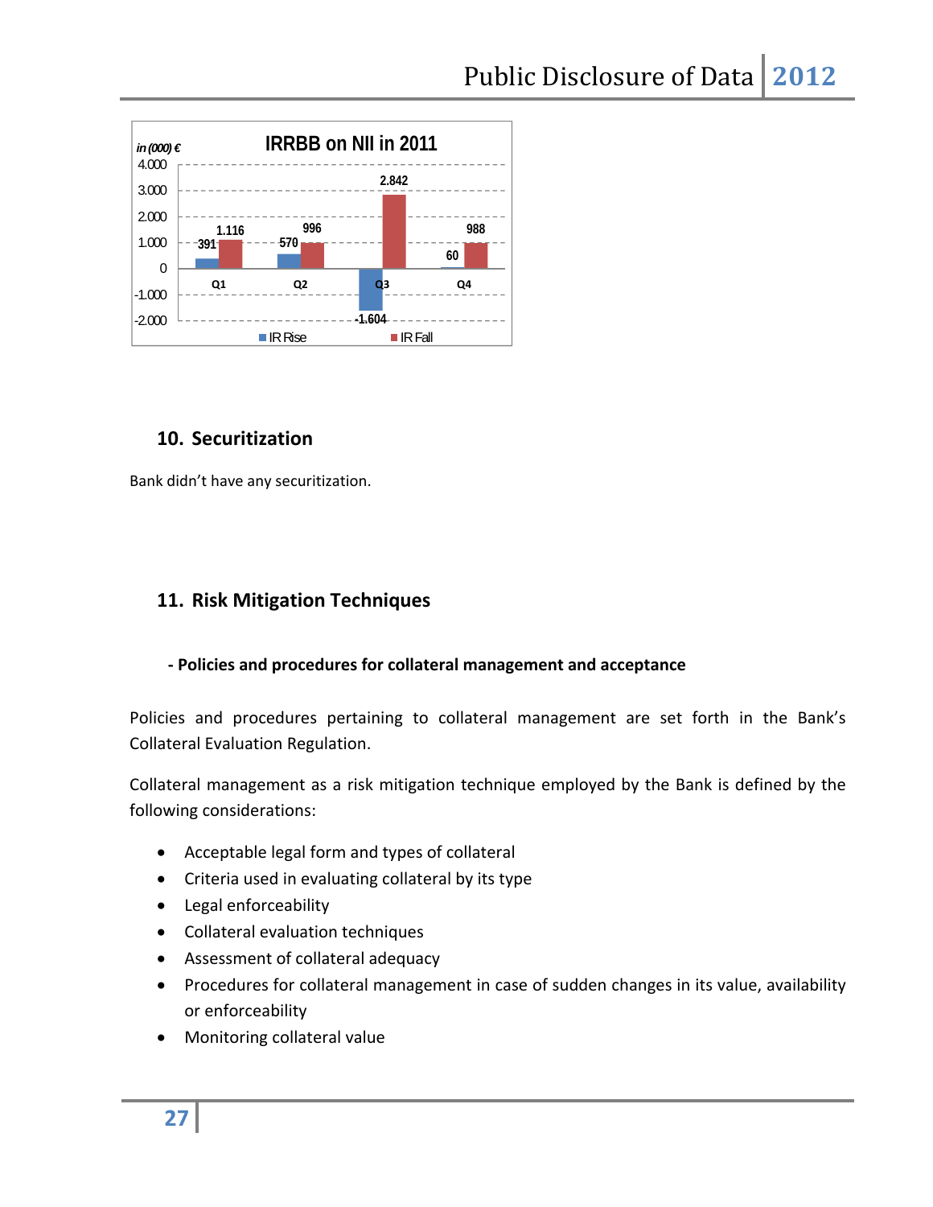**IRRBB on NII in 2011**

*in (000) €*

| | Q1 | Q2 | Q3 | Q4 |
|---|---|---|---|---|
| IR Rise | 391 | 570 | -1.604 | 60 |
| IR Fall | 1.116 | 996 | 2.842 | 988 |

## 10. Securitization

Bank didn't have any securitization.

## 11. Risk Mitigation Techniques

**- Policies and procedures for collateral management and acceptance**

Policies and procedures pertaining to collateral management are set forth in the Bank's Collateral Evaluation Regulation.

Collateral management as a risk mitigation technique employed by the Bank is defined by the following considerations:

- Acceptable legal form and types of collateral
- Criteria used in evaluating collateral by its type
- Legal enforceability
- Collateral evaluation techniques
- Assessment of collateral adequacy
- Procedures for collateral management in case of sudden changes in its value, availability or enforceability
- Monitoring collateral value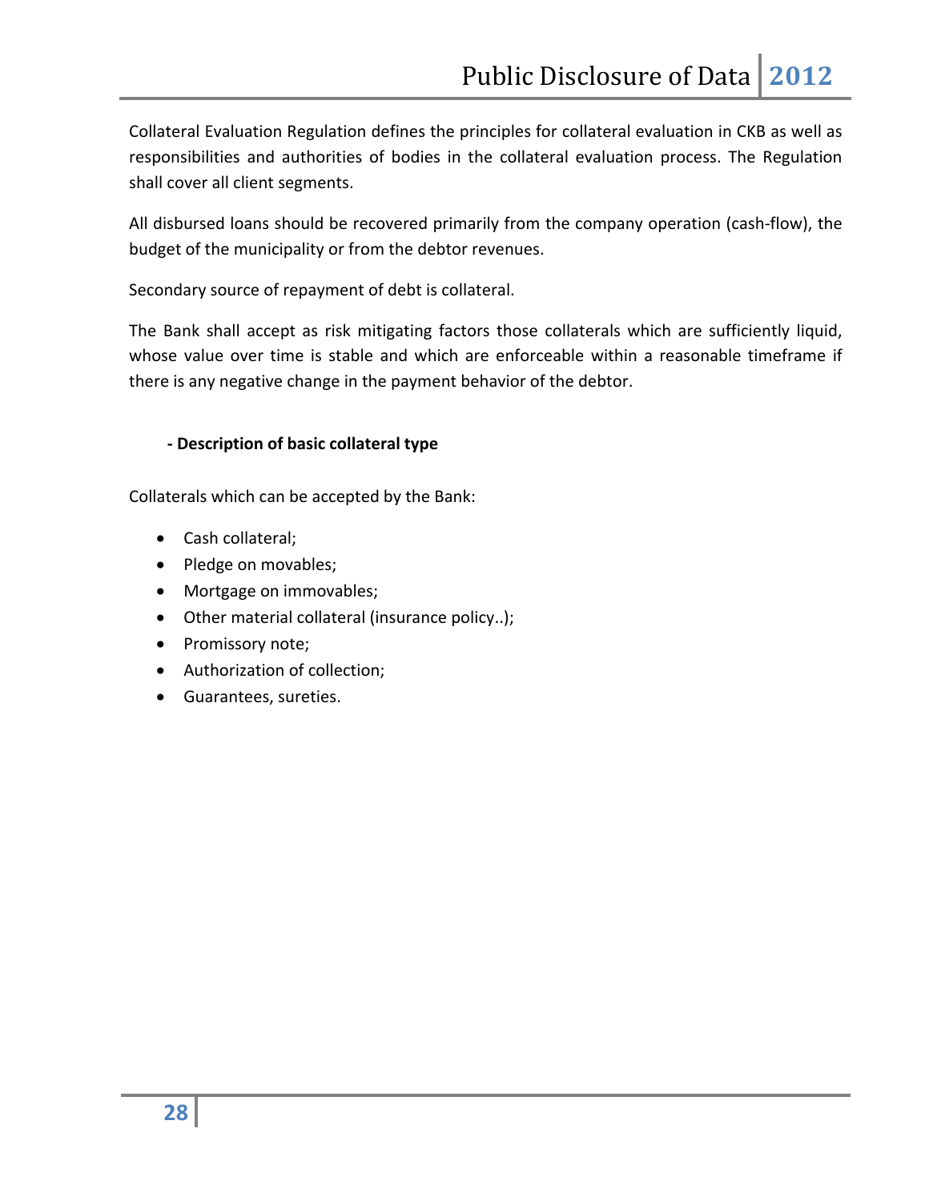Collateral Evaluation Regulation defines the principles for collateral evaluation in CKB as well as responsibilities and authorities of bodies in the collateral evaluation process. The Regulation shall cover all client segments.

All disbursed loans should be recovered primarily from the company operation (cash-flow), the budget of the municipality or from the debtor revenues.

Secondary source of repayment of debt is collateral.

The Bank shall accept as risk mitigating factors those collaterals which are sufficiently liquid, whose value over time is stable and which are enforceable within a reasonable timeframe if there is any negative change in the payment behavior of the debtor.

**- Description of basic collateral type**

Collaterals which can be accepted by the Bank:

- Cash collateral;
- Pledge on movables;
- Mortgage on immovables;
- Other material collateral (insurance policy..);
- Promissory note;
- Authorization of collection;
- Guarantees, sureties.